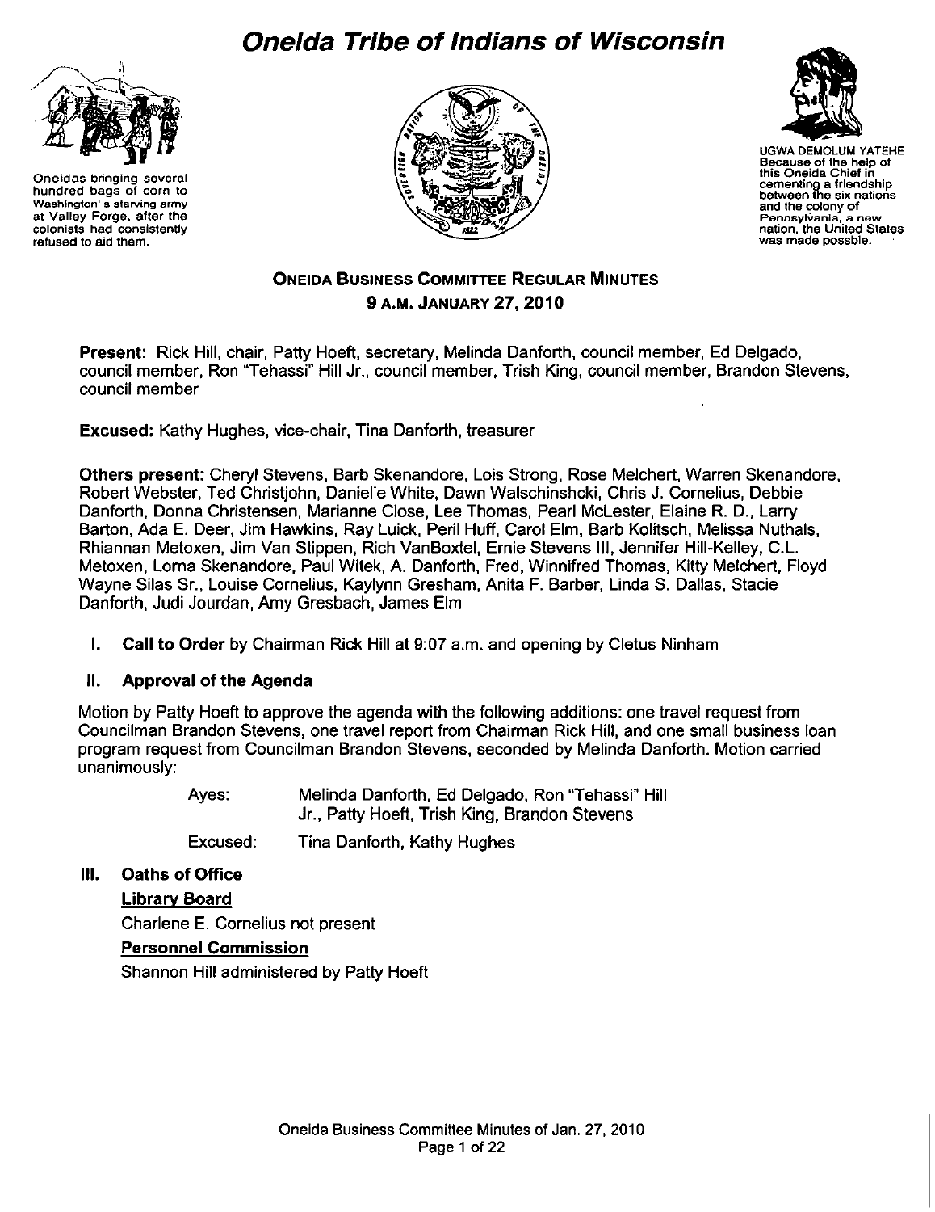# Oneida Tribe of Indians of Wisconsin

Oneidas bringing several hundred bags of corn to Washington's starving army at Valley Forge, after the colonists had consistently refused to aid them.

UGWA DEMOLUM YATEHE
Because of the help of this Oneida Chief in cementing a friendship between the six nations and the colony of Pennsylvania, a new nation, the United States was made possble.

## ONEIDA BUSINESS COMMITTEE REGULAR MINUTES
## 9 A.M. JANUARY 27, 2010

**Present:** Rick Hill, chair, Patty Hoeft, secretary, Melinda Danforth, council member, Ed Delgado, council member, Ron "Tehassi" Hill Jr., council member, Trish King, council member, Brandon Stevens, council member

**Excused:** Kathy Hughes, vice-chair, Tina Danforth, treasurer

**Others present:** Cheryl Stevens, Barb Skenandore, Lois Strong, Rose Melchert, Warren Skenandore, Robert Webster, Ted Christjohn, Danielle White, Dawn Walschinshcki, Chris J. Cornelius, Debbie Danforth, Donna Christensen, Marianne Close, Lee Thomas, Pearl McLester, Elaine R. D., Larry Barton, Ada E. Deer, Jim Hawkins, Ray Luick, Peril Huff, Carol Elm, Barb Kolitsch, Melissa Nuthals, Rhiannan Metoxen, Jim Van Stippen, Rich VanBoxtel, Ernie Stevens III, Jennifer Hill-Kelley, C.L. Metoxen, Lorna Skenandore, Paul Witek, A. Danforth, Fred, Winnifred Thomas, Kitty Melchert, Floyd Wayne Silas Sr., Louise Cornelius, Kaylynn Gresham, Anita F. Barber, Linda S. Dallas, Stacie Danforth, Judi Jourdan, Amy Gresbach, James Elm

I. **Call to Order** by Chairman Rick Hill at 9:07 a.m. and opening by Cletus Ninham

II. **Approval of the Agenda**

Motion by Patty Hoeft to approve the agenda with the following additions: one travel request from Councilman Brandon Stevens, one travel report from Chairman Rick Hill, and one small business loan program request from Councilman Brandon Stevens, seconded by Melinda Danforth. Motion carried unanimously:

| | |
|---|---|
| Ayes: | Melinda Danforth, Ed Delgado, Ron "Tehassi" Hill Jr., Patty Hoeft, Trish King, Brandon Stevens |
| Excused: | Tina Danforth, Kathy Hughes |

III. **Oaths of Office**

**Library Board**

Charlene E. Cornelius not present

**Personnel Commission**

Shannon Hill administered by Patty Hoeft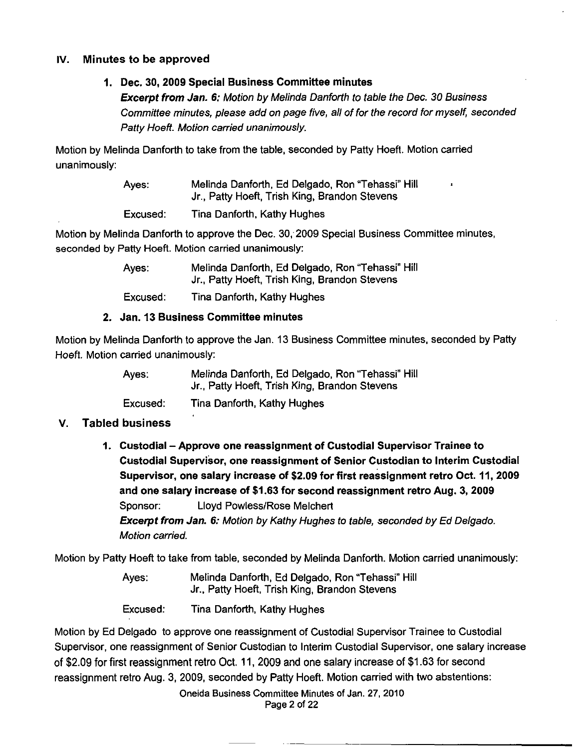## IV. Minutes to be approved

### 1. Dec. 30, 2009 Special Business Committee minutes

***Excerpt from Jan. 6:*** *Motion by Melinda Danforth to table the Dec. 30 Business Committee minutes, please add on page five, all of for the record for myself, seconded Patty Hoeft. Motion carried unanimously.*

Motion by Melinda Danforth to take from the table, seconded by Patty Hoeft. Motion carried unanimously:

| | |
|---|---|
| Ayes: | Melinda Danforth, Ed Delgado, Ron "Tehassi" Hill Jr., Patty Hoeft, Trish King, Brandon Stevens |
| Excused: | Tina Danforth, Kathy Hughes |

Motion by Melinda Danforth to approve the Dec. 30, 2009 Special Business Committee minutes, seconded by Patty Hoeft. Motion carried unanimously:

| | |
|---|---|
| Ayes: | Melinda Danforth, Ed Delgado, Ron "Tehassi" Hill Jr., Patty Hoeft, Trish King, Brandon Stevens |
| Excused: | Tina Danforth, Kathy Hughes |

### 2. Jan. 13 Business Committee minutes

Motion by Melinda Danforth to approve the Jan. 13 Business Committee minutes, seconded by Patty Hoeft. Motion carried unanimously:

| | |
|---|---|
| Ayes: | Melinda Danforth, Ed Delgado, Ron "Tehassi" Hill Jr., Patty Hoeft, Trish King, Brandon Stevens |
| Excused: | Tina Danforth, Kathy Hughes |

## V. Tabled business

### 1. Custodial – Approve one reassignment of Custodial Supervisor Trainee to Custodial Supervisor, one reassignment of Senior Custodian to Interim Custodial Supervisor, one salary increase of $2.09 for first reassignment retro Oct. 11, 2009 and one salary increase of $1.63 for second reassignment retro Aug. 3, 2009

Sponsor: Lloyd Powless/Rose Melchert

***Excerpt from Jan. 6:*** *Motion by Kathy Hughes to table, seconded by Ed Delgado. Motion carried.*

Motion by Patty Hoeft to take from table, seconded by Melinda Danforth. Motion carried unanimously:

| | |
|---|---|
| Ayes: | Melinda Danforth, Ed Delgado, Ron "Tehassi" Hill Jr., Patty Hoeft, Trish King, Brandon Stevens |
| Excused: | Tina Danforth, Kathy Hughes |

Motion by Ed Delgado to approve one reassignment of Custodial Supervisor Trainee to Custodial Supervisor, one reassignment of Senior Custodian to Interim Custodial Supervisor, one salary increase of $2.09 for first reassignment retro Oct. 11, 2009 and one salary increase of $1.63 for second reassignment retro Aug. 3, 2009, seconded by Patty Hoeft. Motion carried with two abstentions: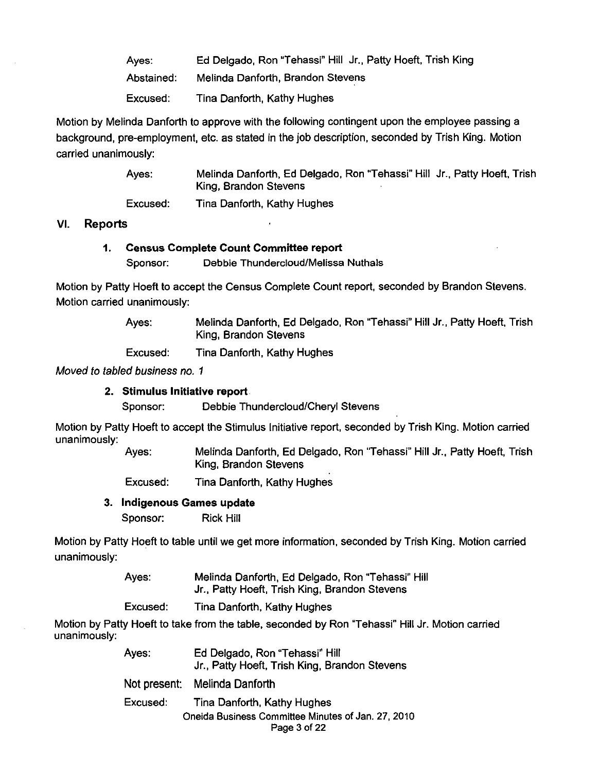Ayes: Ed Delgado, Ron "Tehassi" Hill Jr., Patty Hoeft, Trish King

Abstained: Melinda Danforth, Brandon Stevens

Excused: Tina Danforth, Kathy Hughes

Motion by Melinda Danforth to approve with the following contingent upon the employee passing a background, pre-employment, etc. as stated in the job description, seconded by Trish King. Motion carried unanimously:

Ayes: Melinda Danforth, Ed Delgado, Ron "Tehassi" Hill Jr., Patty Hoeft, Trish King, Brandon Stevens

Excused: Tina Danforth, Kathy Hughes

## VI. Reports

### 1. Census Complete Count Committee report

Sponsor: Debbie Thundercloud/Melissa Nuthals

Motion by Patty Hoeft to accept the Census Complete Count report, seconded by Brandon Stevens. Motion carried unanimously:

Ayes: Melinda Danforth, Ed Delgado, Ron "Tehassi" Hill Jr., Patty Hoeft, Trish King, Brandon Stevens

Excused: Tina Danforth, Kathy Hughes

*Moved to tabled business no. 1*

### 2. Stimulus Initiative report

Sponsor: Debbie Thundercloud/Cheryl Stevens

Motion by Patty Hoeft to accept the Stimulus Initiative report, seconded by Trish King. Motion carried unanimously:

Ayes: Melinda Danforth, Ed Delgado, Ron "Tehassi" Hill Jr., Patty Hoeft, Trish King, Brandon Stevens

Excused: Tina Danforth, Kathy Hughes

### 3. Indigenous Games update

Sponsor: Rick Hill

Motion by Patty Hoeft to table until we get more information, seconded by Trish King. Motion carried unanimously:

Ayes: Melinda Danforth, Ed Delgado, Ron "Tehassi" Hill Jr., Patty Hoeft, Trish King, Brandon Stevens

Excused: Tina Danforth, Kathy Hughes

Motion by Patty Hoeft to take from the table, seconded by Ron "Tehassi" Hill Jr. Motion carried unanimously:

Ayes: Ed Delgado, Ron "Tehassi" Hill Jr., Patty Hoeft, Trish King, Brandon Stevens

Not present: Melinda Danforth

Excused: Tina Danforth, Kathy Hughes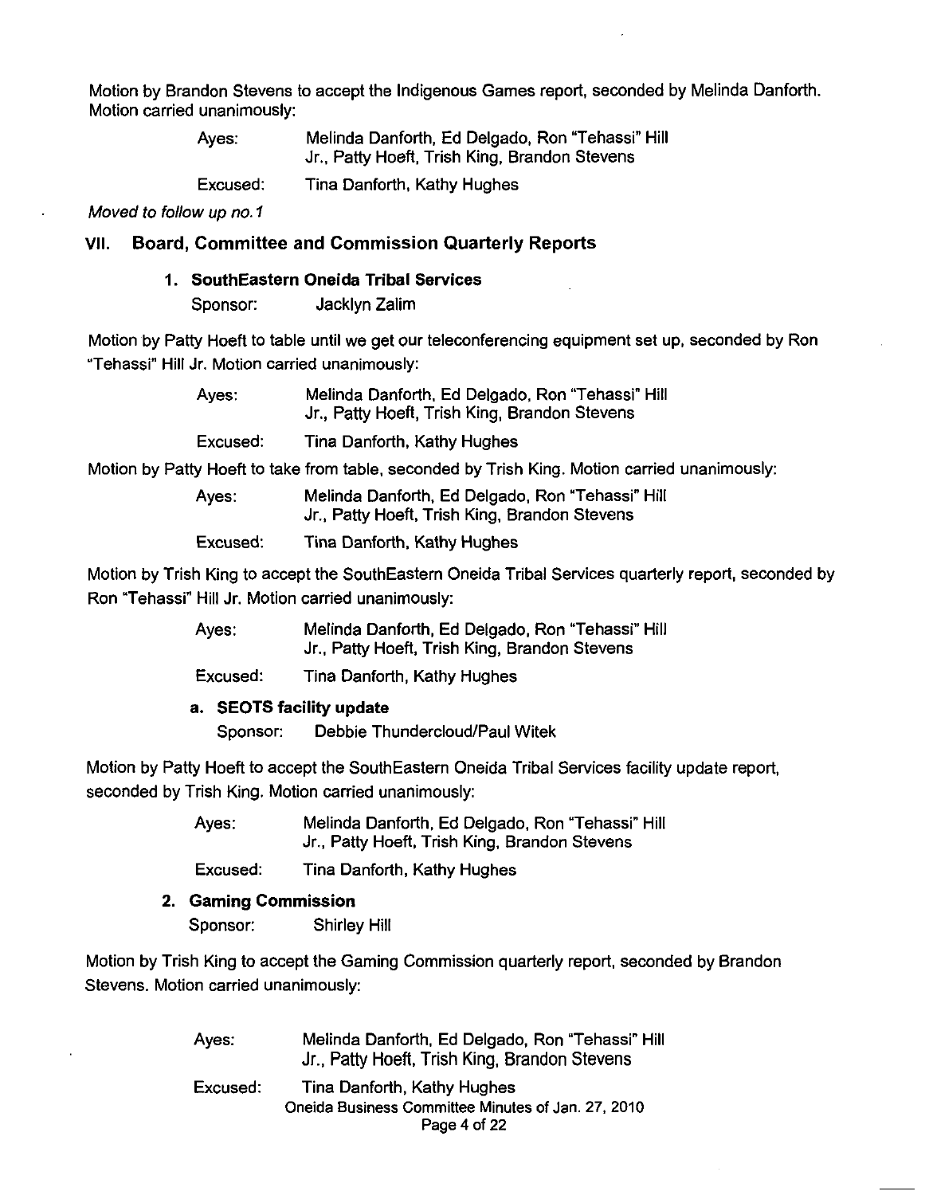Motion by Brandon Stevens to accept the Indigenous Games report, seconded by Melinda Danforth. Motion carried unanimously:

Ayes: Melinda Danforth, Ed Delgado, Ron "Tehassi" Hill Jr., Patty Hoeft, Trish King, Brandon Stevens

Excused: Tina Danforth, Kathy Hughes

*Moved to follow up no. 1*

## VII. Board, Committee and Commission Quarterly Reports

### 1. SouthEastern Oneida Tribal Services

Sponsor: Jacklyn Zalim

Motion by Patty Hoeft to table until we get our teleconferencing equipment set up, seconded by Ron "Tehassi" Hill Jr. Motion carried unanimously:

Ayes: Melinda Danforth, Ed Delgado, Ron "Tehassi" Hill Jr., Patty Hoeft, Trish King, Brandon Stevens

Excused: Tina Danforth, Kathy Hughes

Motion by Patty Hoeft to take from table, seconded by Trish King. Motion carried unanimously:

Ayes: Melinda Danforth, Ed Delgado, Ron "Tehassi" Hill Jr., Patty Hoeft, Trish King, Brandon Stevens

Excused: Tina Danforth, Kathy Hughes

Motion by Trish King to accept the SouthEastern Oneida Tribal Services quarterly report, seconded by Ron "Tehassi" Hill Jr. Motion carried unanimously:

Ayes: Melinda Danforth, Ed Delgado, Ron "Tehassi" Hill Jr., Patty Hoeft, Trish King, Brandon Stevens

Excused: Tina Danforth, Kathy Hughes

#### a. SEOTS facility update

Sponsor: Debbie Thundercloud/Paul Witek

Motion by Patty Hoeft to accept the SouthEastern Oneida Tribal Services facility update report, seconded by Trish King. Motion carried unanimously:

Ayes: Melinda Danforth, Ed Delgado, Ron "Tehassi" Hill Jr., Patty Hoeft, Trish King, Brandon Stevens

Excused: Tina Danforth, Kathy Hughes

### 2. Gaming Commission

Sponsor: Shirley Hill

Motion by Trish King to accept the Gaming Commission quarterly report, seconded by Brandon Stevens. Motion carried unanimously:

Ayes: Melinda Danforth, Ed Delgado, Ron "Tehassi" Hill Jr., Patty Hoeft, Trish King, Brandon Stevens

Excused: Tina Danforth, Kathy Hughes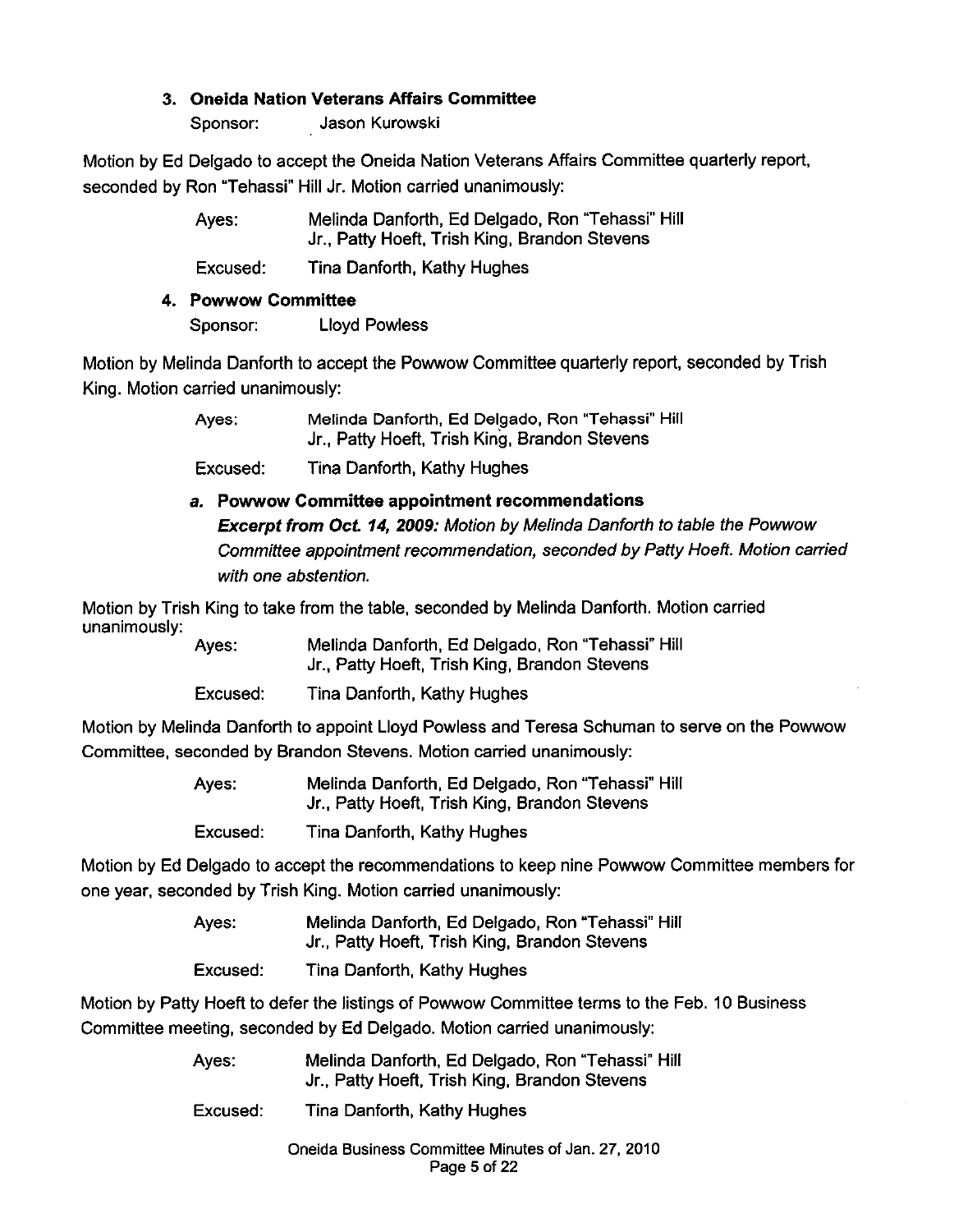### 3. Oneida Nation Veterans Affairs Committee

Sponsor: Jason Kurowski

Motion by Ed Delgado to accept the Oneida Nation Veterans Affairs Committee quarterly report, seconded by Ron "Tehassi" Hill Jr. Motion carried unanimously:

Ayes: Melinda Danforth, Ed Delgado, Ron "Tehassi" Hill Jr., Patty Hoeft, Trish King, Brandon Stevens

Excused: Tina Danforth, Kathy Hughes

### 4. Powwow Committee

Sponsor: Lloyd Powless

Motion by Melinda Danforth to accept the Powwow Committee quarterly report, seconded by Trish King. Motion carried unanimously:

Ayes: Melinda Danforth, Ed Delgado, Ron "Tehassi" Hill Jr., Patty Hoeft, Trish King, Brandon Stevens

Excused: Tina Danforth, Kathy Hughes

#### *a.* Powwow Committee appointment recommendations

***Excerpt from Oct. 14, 2009:*** *Motion by Melinda Danforth to table the Powwow Committee appointment recommendation, seconded by Patty Hoeft. Motion carried with one abstention.*

Motion by Trish King to take from the table, seconded by Melinda Danforth. Motion carried unanimously:

Ayes: Melinda Danforth, Ed Delgado, Ron "Tehassi" Hill Jr., Patty Hoeft, Trish King, Brandon Stevens

Excused: Tina Danforth, Kathy Hughes

Motion by Melinda Danforth to appoint Lloyd Powless and Teresa Schuman to serve on the Powwow Committee, seconded by Brandon Stevens. Motion carried unanimously:

Ayes: Melinda Danforth, Ed Delgado, Ron "Tehassi" Hill Jr., Patty Hoeft, Trish King, Brandon Stevens

Excused: Tina Danforth, Kathy Hughes

Motion by Ed Delgado to accept the recommendations to keep nine Powwow Committee members for one year, seconded by Trish King. Motion carried unanimously:

Ayes: Melinda Danforth, Ed Delgado, Ron "Tehassi" Hill Jr., Patty Hoeft, Trish King, Brandon Stevens

Excused: Tina Danforth, Kathy Hughes

Motion by Patty Hoeft to defer the listings of Powwow Committee terms to the Feb. 10 Business Committee meeting, seconded by Ed Delgado. Motion carried unanimously:

Ayes: Melinda Danforth, Ed Delgado, Ron "Tehassi" Hill Jr., Patty Hoeft, Trish King, Brandon Stevens

Excused: Tina Danforth, Kathy Hughes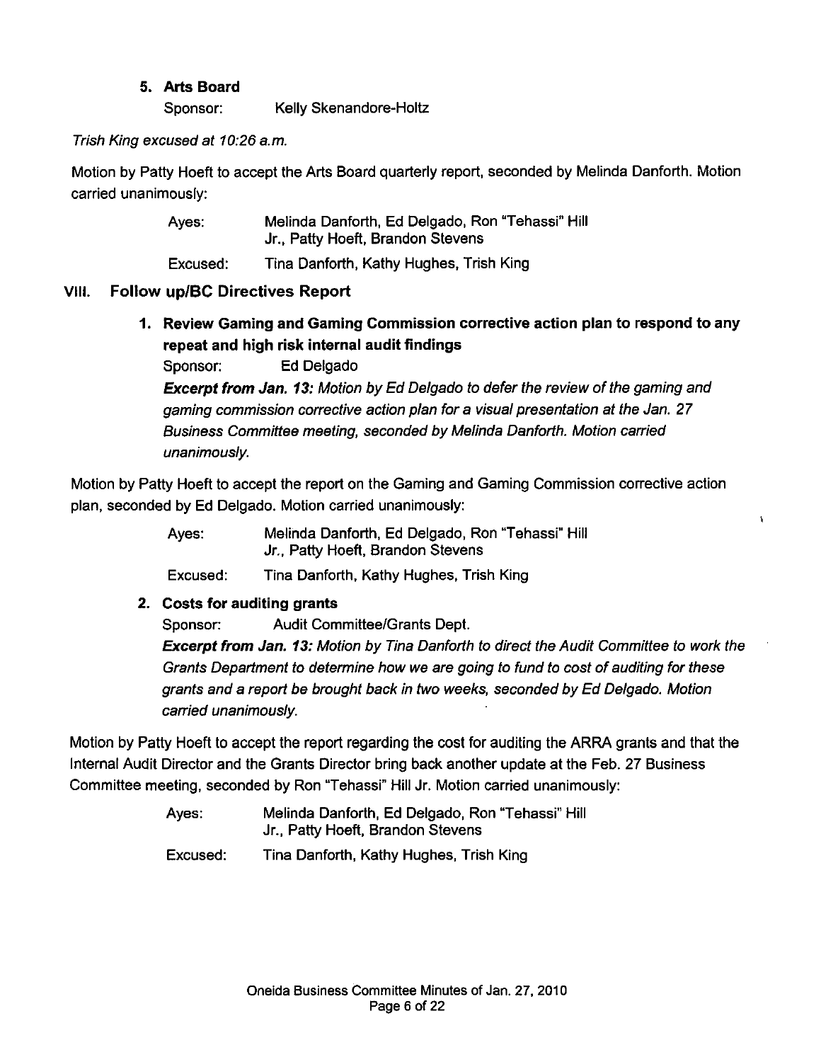**5. Arts Board**

Sponsor: Kelly Skenandore-Holtz

*Trish King excused at 10:26 a.m.*

Motion by Patty Hoeft to accept the Arts Board quarterly report, seconded by Melinda Danforth. Motion carried unanimously:

| | |
|---|---|
| Ayes: | Melinda Danforth, Ed Delgado, Ron "Tehassi" Hill Jr., Patty Hoeft, Brandon Stevens |
| Excused: | Tina Danforth, Kathy Hughes, Trish King |

## VIII. Follow up/BC Directives Report

**1. Review Gaming and Gaming Commission corrective action plan to respond to any repeat and high risk internal audit findings**

Sponsor: Ed Delgado

***Excerpt from Jan. 13:*** *Motion by Ed Delgado to defer the review of the gaming and gaming commission corrective action plan for a visual presentation at the Jan. 27 Business Committee meeting, seconded by Melinda Danforth. Motion carried unanimously.*

Motion by Patty Hoeft to accept the report on the Gaming and Gaming Commission corrective action plan, seconded by Ed Delgado. Motion carried unanimously:

| | |
|---|---|
| Ayes: | Melinda Danforth, Ed Delgado, Ron "Tehassi" Hill Jr., Patty Hoeft, Brandon Stevens |
| Excused: | Tina Danforth, Kathy Hughes, Trish King |

**2. Costs for auditing grants**

Sponsor: Audit Committee/Grants Dept.

***Excerpt from Jan. 13:*** *Motion by Tina Danforth to direct the Audit Committee to work the Grants Department to determine how we are going to fund to cost of auditing for these grants and a report be brought back in two weeks, seconded by Ed Delgado. Motion carried unanimously.*

Motion by Patty Hoeft to accept the report regarding the cost for auditing the ARRA grants and that the Internal Audit Director and the Grants Director bring back another update at the Feb. 27 Business Committee meeting, seconded by Ron "Tehassi" Hill Jr. Motion carried unanimously:

| | |
|---|---|
| Ayes: | Melinda Danforth, Ed Delgado, Ron "Tehassi" Hill Jr., Patty Hoeft, Brandon Stevens |
| Excused: | Tina Danforth, Kathy Hughes, Trish King |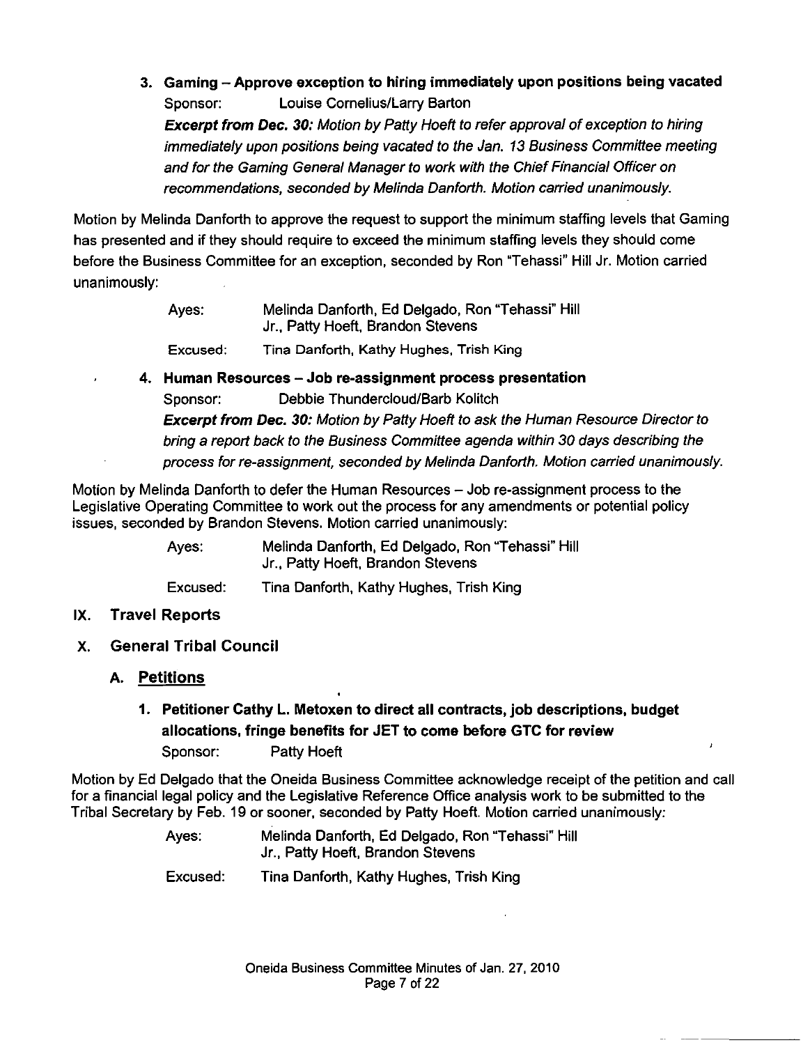**3. Gaming – Approve exception to hiring immediately upon positions being vacated**

Sponsor: Louise Cornelius/Larry Barton

***Excerpt from Dec. 30:*** *Motion by Patty Hoeft to refer approval of exception to hiring immediately upon positions being vacated to the Jan. 13 Business Committee meeting and for the Gaming General Manager to work with the Chief Financial Officer on recommendations, seconded by Melinda Danforth. Motion carried unanimously.*

Motion by Melinda Danforth to approve the request to support the minimum staffing levels that Gaming has presented and if they should require to exceed the minimum staffing levels they should come before the Business Committee for an exception, seconded by Ron "Tehassi" Hill Jr. Motion carried unanimously:

Ayes: Melinda Danforth, Ed Delgado, Ron "Tehassi" Hill Jr., Patty Hoeft, Brandon Stevens

Excused: Tina Danforth, Kathy Hughes, Trish King

**4. Human Resources – Job re-assignment process presentation**

Sponsor: Debbie Thundercloud/Barb Kolitch

***Excerpt from Dec. 30:*** *Motion by Patty Hoeft to ask the Human Resource Director to bring a report back to the Business Committee agenda within 30 days describing the process for re-assignment, seconded by Melinda Danforth. Motion carried unanimously.*

Motion by Melinda Danforth to defer the Human Resources – Job re-assignment process to the Legislative Operating Committee to work out the process for any amendments or potential policy issues, seconded by Brandon Stevens. Motion carried unanimously:

Ayes: Melinda Danforth, Ed Delgado, Ron "Tehassi" Hill Jr., Patty Hoeft, Brandon Stevens

Excused: Tina Danforth, Kathy Hughes, Trish King

## IX. Travel Reports

## X. General Tribal Council

### A. Petitions

**1. Petitioner Cathy L. Metoxen to direct all contracts, job descriptions, budget allocations, fringe benefits for JET to come before GTC for review**

Sponsor: Patty Hoeft

Motion by Ed Delgado that the Oneida Business Committee acknowledge receipt of the petition and call for a financial legal policy and the Legislative Reference Office analysis work to be submitted to the Tribal Secretary by Feb. 19 or sooner, seconded by Patty Hoeft. Motion carried unanimously:

Ayes: Melinda Danforth, Ed Delgado, Ron "Tehassi" Hill Jr., Patty Hoeft, Brandon Stevens

Excused: Tina Danforth, Kathy Hughes, Trish King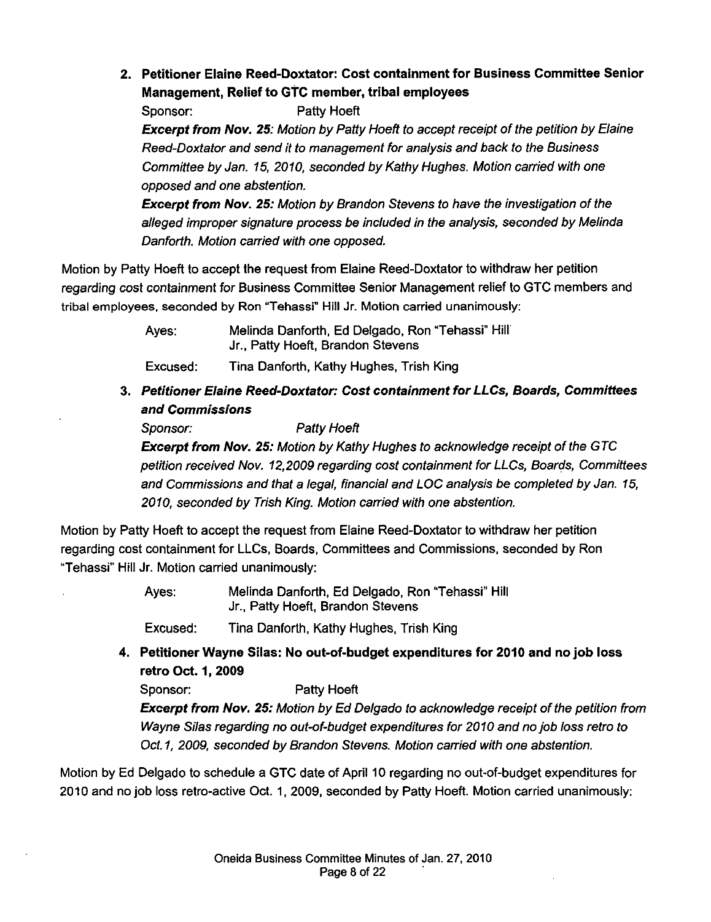2. **Petitioner Elaine Reed-Doxtator: Cost containment for Business Committee Senior Management, Relief to GTC member, tribal employees**

   Sponsor: Patty Hoeft

   ***Excerpt from Nov. 25:*** *Motion by Patty Hoeft to accept receipt of the petition by Elaine Reed-Doxtator and send it to management for analysis and back to the Business Committee by Jan. 15, 2010, seconded by Kathy Hughes. Motion carried with one opposed and one abstention.*

   ***Excerpt from Nov. 25:*** *Motion by Brandon Stevens to have the investigation of the alleged improper signature process be included in the analysis, seconded by Melinda Danforth. Motion carried with one opposed.*

Motion by Patty Hoeft to accept the request from Elaine Reed-Doxtator to withdraw her petition regarding cost containment for Business Committee Senior Management relief to GTC members and tribal employees, seconded by Ron "Tehassi" Hill Jr. Motion carried unanimously:

Ayes: Melinda Danforth, Ed Delgado, Ron "Tehassi" Hill Jr., Patty Hoeft, Brandon Stevens

Excused: Tina Danforth, Kathy Hughes, Trish King

3. ***Petitioner Elaine Reed-Doxtator: Cost containment for LLCs, Boards, Committees and Commissions***

   *Sponsor:* *Patty Hoeft*

   ***Excerpt from Nov. 25:*** *Motion by Kathy Hughes to acknowledge receipt of the GTC petition received Nov. 12,2009 regarding cost containment for LLCs, Boards, Committees and Commissions and that a legal, financial and LOC analysis be completed by Jan. 15, 2010, seconded by Trish King. Motion carried with one abstention.*

Motion by Patty Hoeft to accept the request from Elaine Reed-Doxtator to withdraw her petition regarding cost containment for LLCs, Boards, Committees and Commissions, seconded by Ron "Tehassi" Hill Jr. Motion carried unanimously:

Ayes: Melinda Danforth, Ed Delgado, Ron "Tehassi" Hill Jr., Patty Hoeft, Brandon Stevens

Excused: Tina Danforth, Kathy Hughes, Trish King

4. **Petitioner Wayne Silas: No out-of-budget expenditures for 2010 and no job loss retro Oct. 1, 2009**

   Sponsor: Patty Hoeft

   ***Excerpt from Nov. 25:*** *Motion by Ed Delgado to acknowledge receipt of the petition from Wayne Silas regarding no out-of-budget expenditures for 2010 and no job loss retro to Oct.1, 2009, seconded by Brandon Stevens. Motion carried with one abstention.*

Motion by Ed Delgado to schedule a GTC date of April 10 regarding no out-of-budget expenditures for 2010 and no job loss retro-active Oct. 1, 2009, seconded by Patty Hoeft. Motion carried unanimously: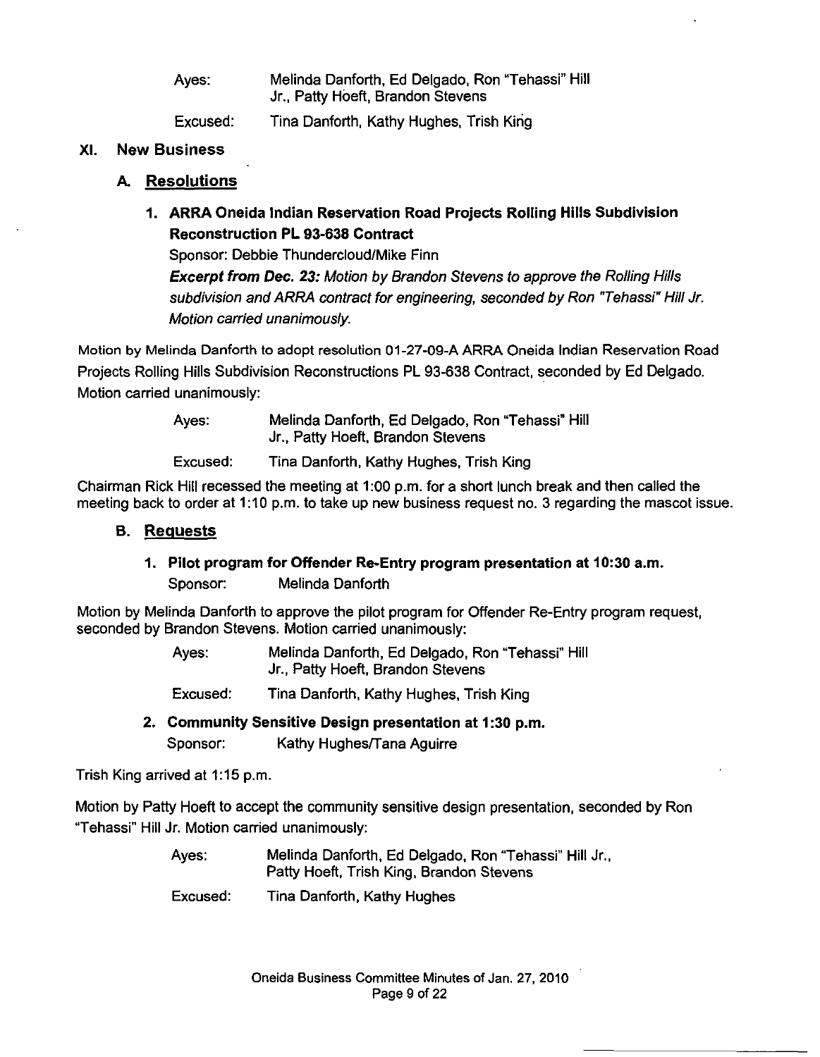Ayes: Melinda Danforth, Ed Delgado, Ron "Tehassi" Hill Jr., Patty Hoeft, Brandon Stevens

Excused: Tina Danforth, Kathy Hughes, Trish King

## XI. New Business

### A. Resolutions

**1. ARRA Oneida Indian Reservation Road Projects Rolling Hills Subdivision Reconstruction PL 93-638 Contract**

Sponsor: Debbie Thundercloud/Mike Finn

***Excerpt from Dec. 23:*** *Motion by Brandon Stevens to approve the Rolling Hills subdivision and ARRA contract for engineering, seconded by Ron "Tehassi" Hill Jr. Motion carried unanimously.*

Motion by Melinda Danforth to adopt resolution 01-27-09-A ARRA Oneida Indian Reservation Road Projects Rolling Hills Subdivision Reconstructions PL 93-638 Contract, seconded by Ed Delgado. Motion carried unanimously:

Ayes: Melinda Danforth, Ed Delgado, Ron "Tehassi" Hill Jr., Patty Hoeft, Brandon Stevens

Excused: Tina Danforth, Kathy Hughes, Trish King

Chairman Rick Hill recessed the meeting at 1:00 p.m. for a short lunch break and then called the meeting back to order at 1:10 p.m. to take up new business request no. 3 regarding the mascot issue.

### B. Requests

**1. Pilot program for Offender Re-Entry program presentation at 10:30 a.m.**

Sponsor: Melinda Danforth

Motion by Melinda Danforth to approve the pilot program for Offender Re-Entry program request, seconded by Brandon Stevens. Motion carried unanimously:

Ayes: Melinda Danforth, Ed Delgado, Ron "Tehassi" Hill Jr., Patty Hoeft, Brandon Stevens

Excused: Tina Danforth, Kathy Hughes, Trish King

**2. Community Sensitive Design presentation at 1:30 p.m.**

Sponsor: Kathy Hughes/Tana Aguirre

Trish King arrived at 1:15 p.m.

Motion by Patty Hoeft to accept the community sensitive design presentation, seconded by Ron "Tehassi" Hill Jr. Motion carried unanimously:

Ayes: Melinda Danforth, Ed Delgado, Ron "Tehassi" Hill Jr., Patty Hoeft, Trish King, Brandon Stevens

Excused: Tina Danforth, Kathy Hughes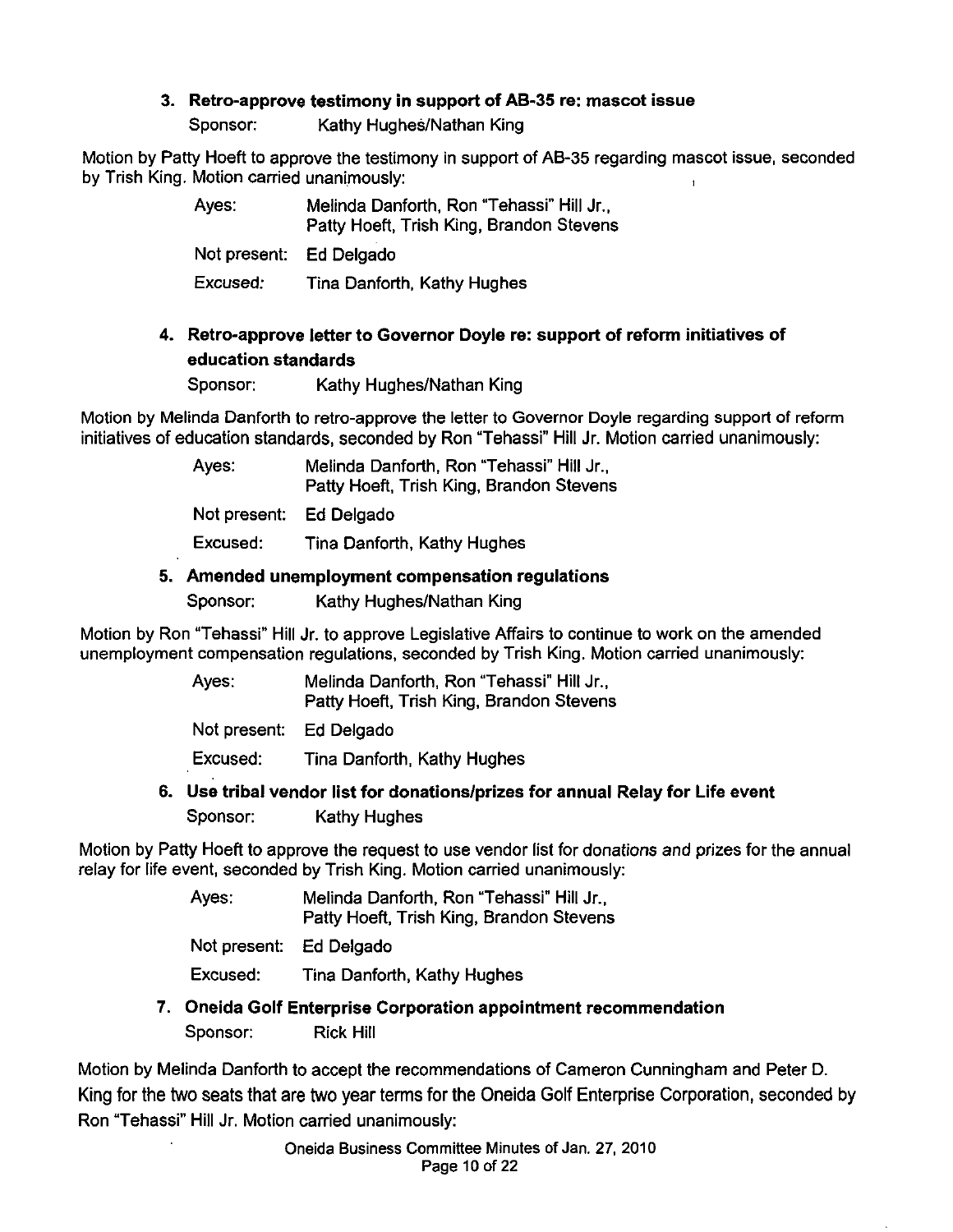### 3. Retro-approve testimony in support of AB-35 re: mascot issue

Sponsor: Kathy Hughes/Nathan King

Motion by Patty Hoeft to approve the testimony in support of AB-35 regarding mascot issue, seconded by Trish King. Motion carried unanimously:

| | |
|---|---|
| Ayes: | Melinda Danforth, Ron "Tehassi" Hill Jr., Patty Hoeft, Trish King, Brandon Stevens |
| Not present: | Ed Delgado |
| Excused: | Tina Danforth, Kathy Hughes |

### 4. Retro-approve letter to Governor Doyle re: support of reform initiatives of education standards

Sponsor: Kathy Hughes/Nathan King

Motion by Melinda Danforth to retro-approve the letter to Governor Doyle regarding support of reform initiatives of education standards, seconded by Ron "Tehassi" Hill Jr. Motion carried unanimously:

| | |
|---|---|
| Ayes: | Melinda Danforth, Ron "Tehassi" Hill Jr., Patty Hoeft, Trish King, Brandon Stevens |
| Not present: | Ed Delgado |
| Excused: | Tina Danforth, Kathy Hughes |

### 5. Amended unemployment compensation regulations

Sponsor: Kathy Hughes/Nathan King

Motion by Ron "Tehassi" Hill Jr. to approve Legislative Affairs to continue to work on the amended unemployment compensation regulations, seconded by Trish King. Motion carried unanimously:

| | |
|---|---|
| Ayes: | Melinda Danforth, Ron "Tehassi" Hill Jr., Patty Hoeft, Trish King, Brandon Stevens |
| Not present: | Ed Delgado |
| Excused: | Tina Danforth, Kathy Hughes |

### 6. Use tribal vendor list for donations/prizes for annual Relay for Life event

Sponsor: Kathy Hughes

Motion by Patty Hoeft to approve the request to use vendor list for donations and prizes for the annual relay for life event, seconded by Trish King. Motion carried unanimously:

| | |
|---|---|
| Ayes: | Melinda Danforth, Ron "Tehassi" Hill Jr., Patty Hoeft, Trish King, Brandon Stevens |
| Not present: | Ed Delgado |
| Excused: | Tina Danforth, Kathy Hughes |

### 7. Oneida Golf Enterprise Corporation appointment recommendation

Sponsor: Rick Hill

Motion by Melinda Danforth to accept the recommendations of Cameron Cunningham and Peter D. King for the two seats that are two year terms for the Oneida Golf Enterprise Corporation, seconded by Ron "Tehassi" Hill Jr. Motion carried unanimously: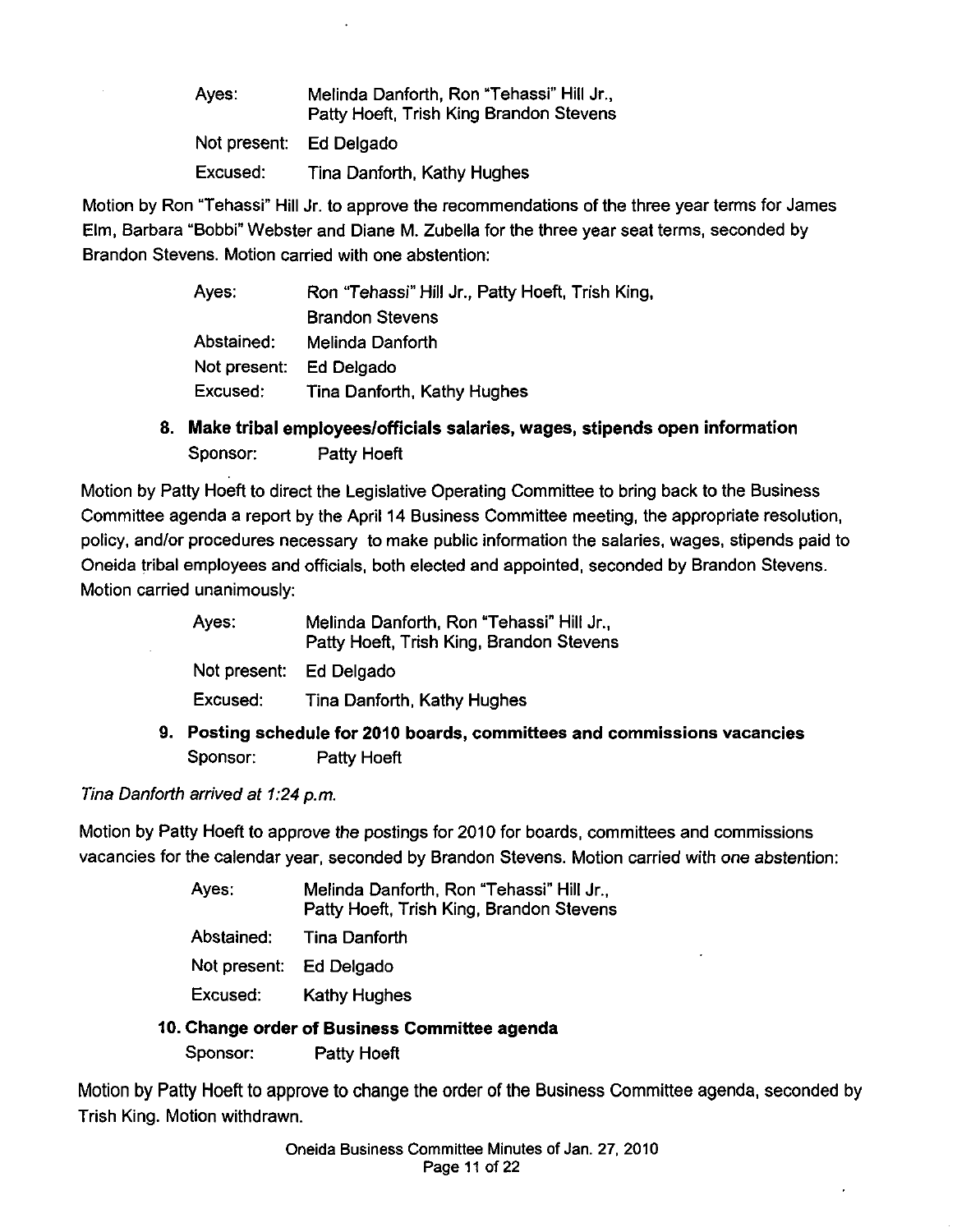| | |
|---|---|
| Ayes: | Melinda Danforth, Ron "Tehassi" Hill Jr., Patty Hoeft, Trish King Brandon Stevens |
| Not present: | Ed Delgado |
| Excused: | Tina Danforth, Kathy Hughes |

Motion by Ron "Tehassi" Hill Jr. to approve the recommendations of the three year terms for James Elm, Barbara "Bobbi" Webster and Diane M. Zubella for the three year seat terms, seconded by Brandon Stevens. Motion carried with one abstention:

| | |
|---|---|
| Ayes: | Ron "Tehassi" Hill Jr., Patty Hoeft, Trish King, Brandon Stevens |
| Abstained: | Melinda Danforth |
| Not present: | Ed Delgado |
| Excused: | Tina Danforth, Kathy Hughes |

**8. Make tribal employees/officials salaries, wages, stipends open information**
Sponsor: Patty Hoeft

Motion by Patty Hoeft to direct the Legislative Operating Committee to bring back to the Business Committee agenda a report by the April 14 Business Committee meeting, the appropriate resolution, policy, and/or procedures necessary to make public information the salaries, wages, stipends paid to Oneida tribal employees and officials, both elected and appointed, seconded by Brandon Stevens. Motion carried unanimously:

| | |
|---|---|
| Ayes: | Melinda Danforth, Ron "Tehassi" Hill Jr., Patty Hoeft, Trish King, Brandon Stevens |
| Not present: | Ed Delgado |
| Excused: | Tina Danforth, Kathy Hughes |

**9. Posting schedule for 2010 boards, committees and commissions vacancies**
Sponsor: Patty Hoeft

*Tina Danforth arrived at 1:24 p.m.*

Motion by Patty Hoeft to approve the postings for 2010 for boards, committees and commissions vacancies for the calendar year, seconded by Brandon Stevens. Motion carried with one abstention:

| | |
|---|---|
| Ayes: | Melinda Danforth, Ron "Tehassi" Hill Jr., Patty Hoeft, Trish King, Brandon Stevens |
| Abstained: | Tina Danforth |
| Not present: | Ed Delgado |
| Excused: | Kathy Hughes |

**10. Change order of Business Committee agenda**
Sponsor: Patty Hoeft

Motion by Patty Hoeft to approve to change the order of the Business Committee agenda, seconded by Trish King. Motion withdrawn.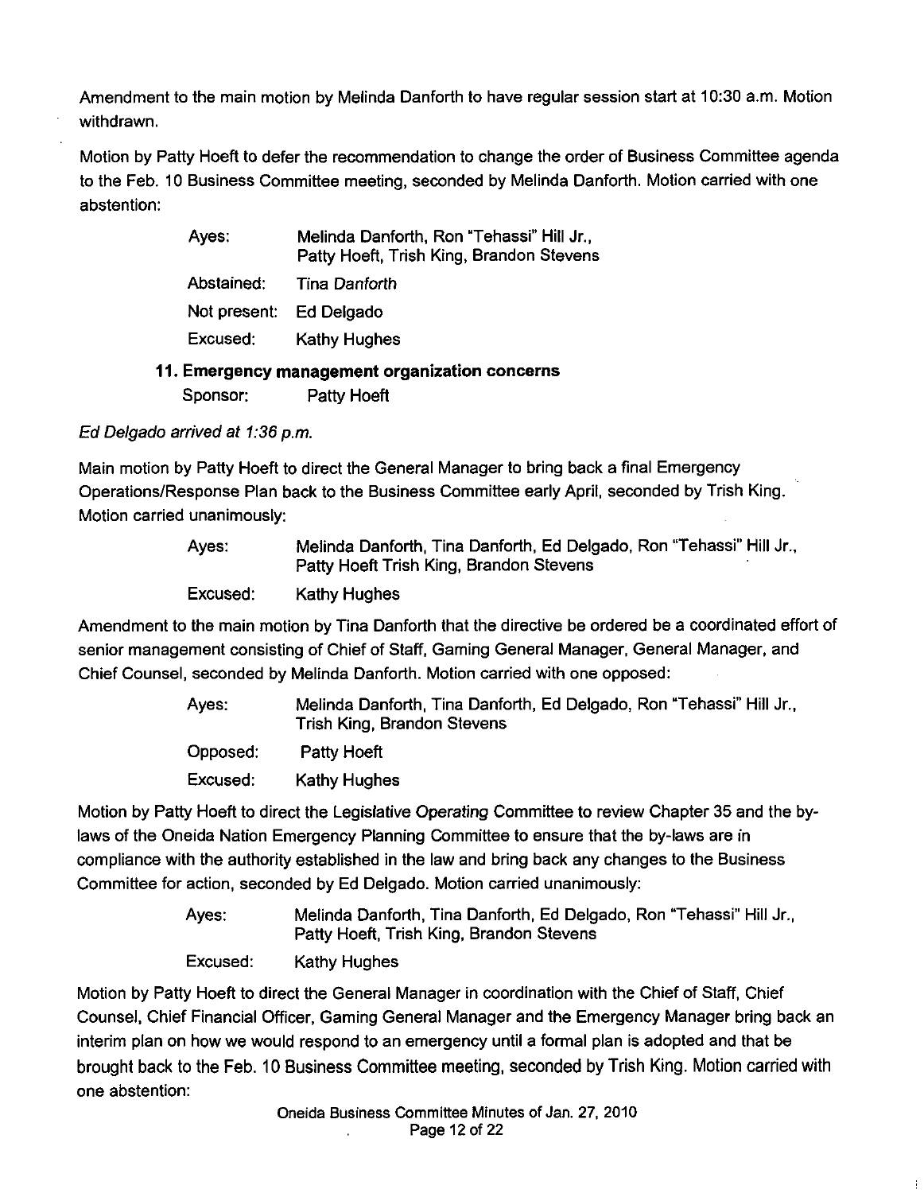Amendment to the main motion by Melinda Danforth to have regular session start at 10:30 a.m. Motion withdrawn.

Motion by Patty Hoeft to defer the recommendation to change the order of Business Committee agenda to the Feb. 10 Business Committee meeting, seconded by Melinda Danforth. Motion carried with one abstention:

| | |
|---|---|
| Ayes: | Melinda Danforth, Ron "Tehassi" Hill Jr., Patty Hoeft, Trish King, Brandon Stevens |
| Abstained: | Tina Danforth |
| Not present: | Ed Delgado |
| Excused: | Kathy Hughes |

### 11. Emergency management organization concerns

Sponsor: Patty Hoeft

*Ed Delgado arrived at 1:36 p.m.*

Main motion by Patty Hoeft to direct the General Manager to bring back a final Emergency Operations/Response Plan back to the Business Committee early April, seconded by Trish King. Motion carried unanimously:

| | |
|---|---|
| Ayes: | Melinda Danforth, Tina Danforth, Ed Delgado, Ron "Tehassi" Hill Jr., Patty Hoeft Trish King, Brandon Stevens |
| Excused: | Kathy Hughes |

Amendment to the main motion by Tina Danforth that the directive be ordered be a coordinated effort of senior management consisting of Chief of Staff, Gaming General Manager, General Manager, and Chief Counsel, seconded by Melinda Danforth. Motion carried with one opposed:

| | |
|---|---|
| Ayes: | Melinda Danforth, Tina Danforth, Ed Delgado, Ron "Tehassi" Hill Jr., Trish King, Brandon Stevens |
| Opposed: | Patty Hoeft |
| Excused: | Kathy Hughes |

Motion by Patty Hoeft to direct the Legislative Operating Committee to review Chapter 35 and the by-laws of the Oneida Nation Emergency Planning Committee to ensure that the by-laws are in compliance with the authority established in the law and bring back any changes to the Business Committee for action, seconded by Ed Delgado. Motion carried unanimously:

| | |
|---|---|
| Ayes: | Melinda Danforth, Tina Danforth, Ed Delgado, Ron "Tehassi" Hill Jr., Patty Hoeft, Trish King, Brandon Stevens |
| Excused: | Kathy Hughes |

Motion by Patty Hoeft to direct the General Manager in coordination with the Chief of Staff, Chief Counsel, Chief Financial Officer, Gaming General Manager and the Emergency Manager bring back an interim plan on how we would respond to an emergency until a formal plan is adopted and that be brought back to the Feb. 10 Business Committee meeting, seconded by Trish King. Motion carried with one abstention:

Oneida Business Committee Minutes of Jan. 27, 2010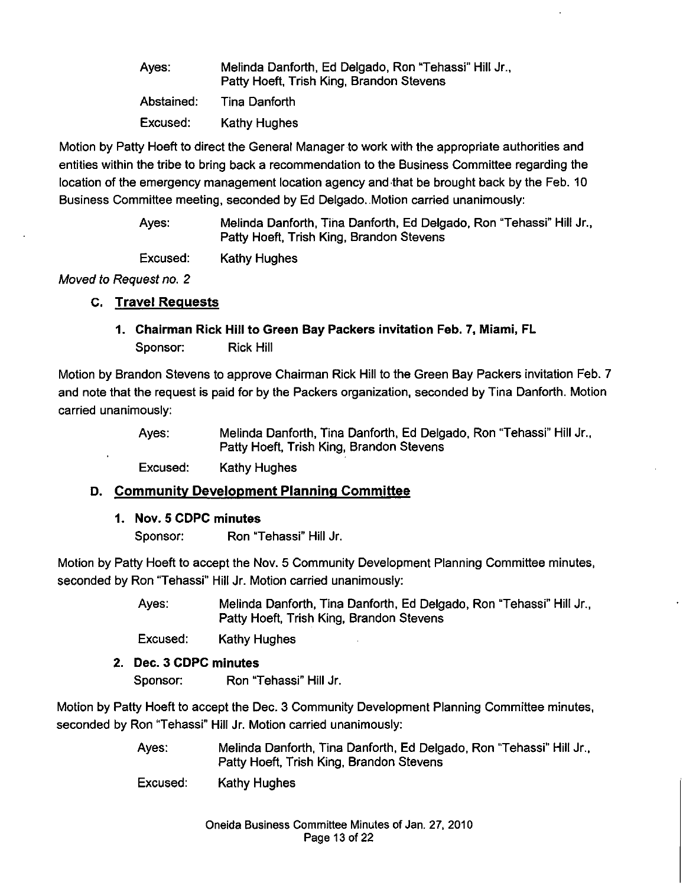Ayes: Melinda Danforth, Ed Delgado, Ron "Tehassi" Hill Jr., Patty Hoeft, Trish King, Brandon Stevens

Abstained: Tina Danforth

Excused: Kathy Hughes

Motion by Patty Hoeft to direct the General Manager to work with the appropriate authorities and entities within the tribe to bring back a recommendation to the Business Committee regarding the location of the emergency management location agency and that be brought back by the Feb. 10 Business Committee meeting, seconded by Ed Delgado. Motion carried unanimously:

Ayes: Melinda Danforth, Tina Danforth, Ed Delgado, Ron "Tehassi" Hill Jr., Patty Hoeft, Trish King, Brandon Stevens

Excused: Kathy Hughes

*Moved to Request no. 2*

## C. Travel Requests

### 1. Chairman Rick Hill to Green Bay Packers invitation Feb. 7, Miami, FL

Sponsor: Rick Hill

Motion by Brandon Stevens to approve Chairman Rick Hill to the Green Bay Packers invitation Feb. 7 and note that the request is paid for by the Packers organization, seconded by Tina Danforth. Motion carried unanimously:

Ayes: Melinda Danforth, Tina Danforth, Ed Delgado, Ron "Tehassi" Hill Jr., Patty Hoeft, Trish King, Brandon Stevens

Excused: Kathy Hughes

## D. Community Development Planning Committee

### 1. Nov. 5 CDPC minutes

Sponsor: Ron "Tehassi" Hill Jr.

Motion by Patty Hoeft to accept the Nov. 5 Community Development Planning Committee minutes, seconded by Ron "Tehassi" Hill Jr. Motion carried unanimously:

Ayes: Melinda Danforth, Tina Danforth, Ed Delgado, Ron "Tehassi" Hill Jr., Patty Hoeft, Trish King, Brandon Stevens

Excused: Kathy Hughes

### 2. Dec. 3 CDPC minutes

Sponsor: Ron "Tehassi" Hill Jr.

Motion by Patty Hoeft to accept the Dec. 3 Community Development Planning Committee minutes, seconded by Ron "Tehassi" Hill Jr. Motion carried unanimously:

Ayes: Melinda Danforth, Tina Danforth, Ed Delgado, Ron "Tehassi" Hill Jr., Patty Hoeft, Trish King, Brandon Stevens

Excused: Kathy Hughes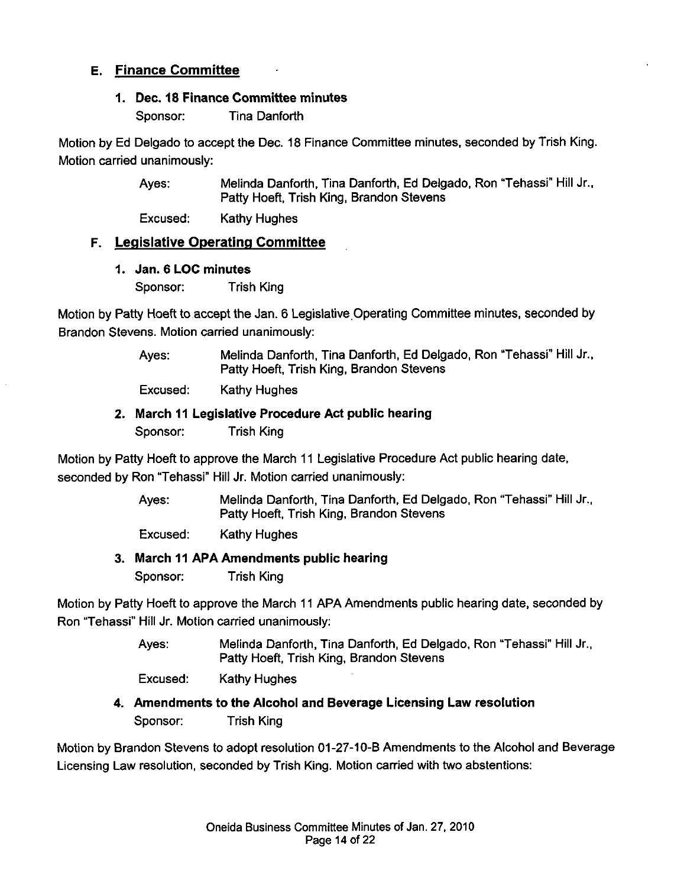## E. Finance Committee

### 1. Dec. 18 Finance Committee minutes

Sponsor: Tina Danforth

Motion by Ed Delgado to accept the Dec. 18 Finance Committee minutes, seconded by Trish King. Motion carried unanimously:

Ayes: Melinda Danforth, Tina Danforth, Ed Delgado, Ron "Tehassi" Hill Jr., Patty Hoeft, Trish King, Brandon Stevens

Excused: Kathy Hughes

## F. Legislative Operating Committee

### 1. Jan. 6 LOC minutes

Sponsor: Trish King

Motion by Patty Hoeft to accept the Jan. 6 Legislative Operating Committee minutes, seconded by Brandon Stevens. Motion carried unanimously:

Ayes: Melinda Danforth, Tina Danforth, Ed Delgado, Ron "Tehassi" Hill Jr., Patty Hoeft, Trish King, Brandon Stevens

Excused: Kathy Hughes

### 2. March 11 Legislative Procedure Act public hearing

Sponsor: Trish King

Motion by Patty Hoeft to approve the March 11 Legislative Procedure Act public hearing date, seconded by Ron "Tehassi" Hill Jr. Motion carried unanimously:

Ayes: Melinda Danforth, Tina Danforth, Ed Delgado, Ron "Tehassi" Hill Jr., Patty Hoeft, Trish King, Brandon Stevens

Excused: Kathy Hughes

### 3. March 11 APA Amendments public hearing

Sponsor: Trish King

Motion by Patty Hoeft to approve the March 11 APA Amendments public hearing date, seconded by Ron "Tehassi" Hill Jr. Motion carried unanimously:

Ayes: Melinda Danforth, Tina Danforth, Ed Delgado, Ron "Tehassi" Hill Jr., Patty Hoeft, Trish King, Brandon Stevens

Excused: Kathy Hughes

### 4. Amendments to the Alcohol and Beverage Licensing Law resolution

Sponsor: Trish King

Motion by Brandon Stevens to adopt resolution 01-27-10-B Amendments to the Alcohol and Beverage Licensing Law resolution, seconded by Trish King. Motion carried with two abstentions: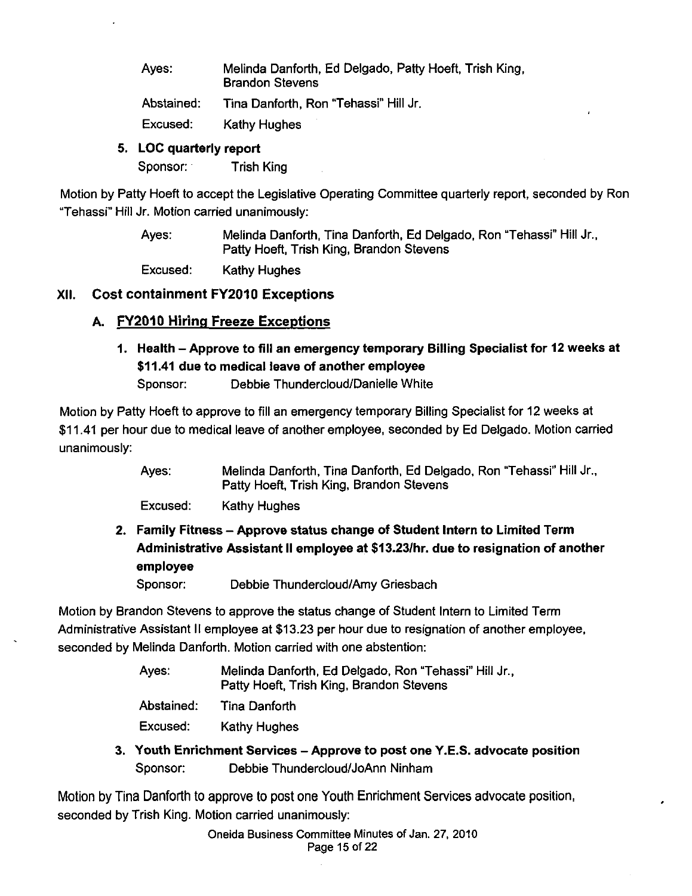| | |
|---|---|
| Ayes: | Melinda Danforth, Ed Delgado, Patty Hoeft, Trish King, Brandon Stevens |
| Abstained: | Tina Danforth, Ron "Tehassi" Hill Jr. |
| Excused: | Kathy Hughes |

**5. LOC quarterly report**

Sponsor: Trish King

Motion by Patty Hoeft to accept the Legislative Operating Committee quarterly report, seconded by Ron "Tehassi" Hill Jr. Motion carried unanimously:

| | |
|---|---|
| Ayes: | Melinda Danforth, Tina Danforth, Ed Delgado, Ron "Tehassi" Hill Jr., Patty Hoeft, Trish King, Brandon Stevens |
| Excused: | Kathy Hughes |

## XII. Cost containment FY2010 Exceptions

### A. FY2010 Hiring Freeze Exceptions

**1. Health – Approve to fill an emergency temporary Billing Specialist for 12 weeks at $11.41 due to medical leave of another employee**

Sponsor: Debbie Thundercloud/Danielle White

Motion by Patty Hoeft to approve to fill an emergency temporary Billing Specialist for 12 weeks at $11.41 per hour due to medical leave of another employee, seconded by Ed Delgado. Motion carried unanimously:

| | |
|---|---|
| Ayes: | Melinda Danforth, Tina Danforth, Ed Delgado, Ron "Tehassi" Hill Jr., Patty Hoeft, Trish King, Brandon Stevens |
| Excused: | Kathy Hughes |

**2. Family Fitness – Approve status change of Student Intern to Limited Term Administrative Assistant II employee at $13.23/hr. due to resignation of another employee**

Sponsor: Debbie Thundercloud/Amy Griesbach

Motion by Brandon Stevens to approve the status change of Student Intern to Limited Term Administrative Assistant II employee at $13.23 per hour due to resignation of another employee, seconded by Melinda Danforth. Motion carried with one abstention:

| | |
|---|---|
| Ayes: | Melinda Danforth, Ed Delgado, Ron "Tehassi" Hill Jr., Patty Hoeft, Trish King, Brandon Stevens |
| Abstained: | Tina Danforth |
| Excused: | Kathy Hughes |

**3. Youth Enrichment Services – Approve to post one Y.E.S. advocate position**

Sponsor: Debbie Thundercloud/JoAnn Ninham

Motion by Tina Danforth to approve to post one Youth Enrichment Services advocate position, seconded by Trish King. Motion carried unanimously: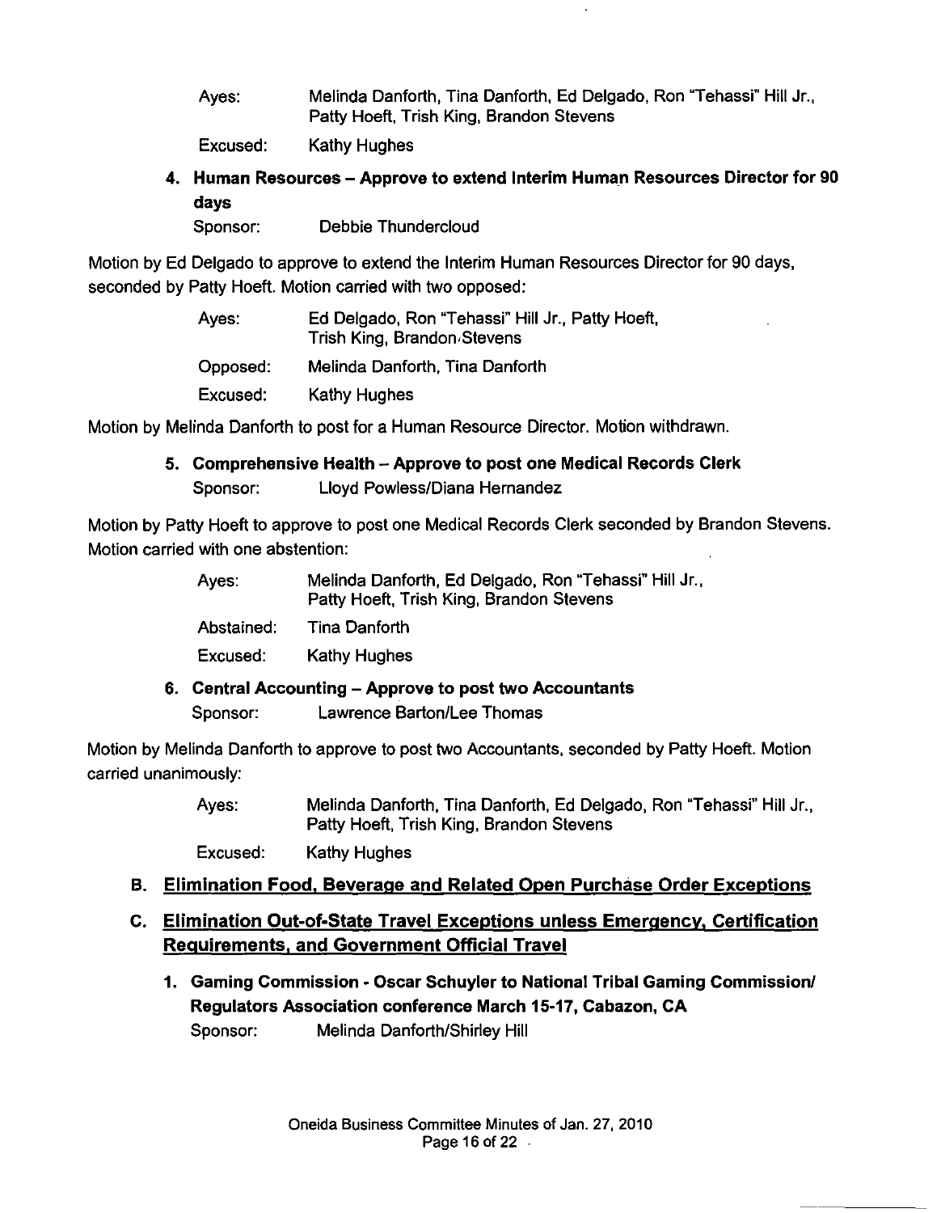Ayes: Melinda Danforth, Tina Danforth, Ed Delgado, Ron "Tehassi" Hill Jr., Patty Hoeft, Trish King, Brandon Stevens

Excused: Kathy Hughes

**4. Human Resources – Approve to extend Interim Human Resources Director for 90 days**

Sponsor: Debbie Thundercloud

Motion by Ed Delgado to approve to extend the Interim Human Resources Director for 90 days, seconded by Patty Hoeft. Motion carried with two opposed:

Ayes: Ed Delgado, Ron "Tehassi" Hill Jr., Patty Hoeft, Trish King, Brandon Stevens

Opposed: Melinda Danforth, Tina Danforth

Excused: Kathy Hughes

Motion by Melinda Danforth to post for a Human Resource Director. Motion withdrawn.

**5. Comprehensive Health – Approve to post one Medical Records Clerk**

Sponsor: Lloyd Powless/Diana Hernandez

Motion by Patty Hoeft to approve to post one Medical Records Clerk seconded by Brandon Stevens. Motion carried with one abstention:

Ayes: Melinda Danforth, Ed Delgado, Ron "Tehassi" Hill Jr., Patty Hoeft, Trish King, Brandon Stevens

Abstained: Tina Danforth

Excused: Kathy Hughes

**6. Central Accounting – Approve to post two Accountants**

Sponsor: Lawrence Barton/Lee Thomas

Motion by Melinda Danforth to approve to post two Accountants, seconded by Patty Hoeft. Motion carried unanimously:

Ayes: Melinda Danforth, Tina Danforth, Ed Delgado, Ron "Tehassi" Hill Jr., Patty Hoeft, Trish King, Brandon Stevens

Excused: Kathy Hughes

## B. Elimination Food, Beverage and Related Open Purchase Order Exceptions

## C. Elimination Out-of-State Travel Exceptions unless Emergency, Certification Requirements, and Government Official Travel

**1. Gaming Commission - Oscar Schuyler to National Tribal Gaming Commission/ Regulators Association conference March 15-17, Cabazon, CA**

Sponsor: Melinda Danforth/Shirley Hill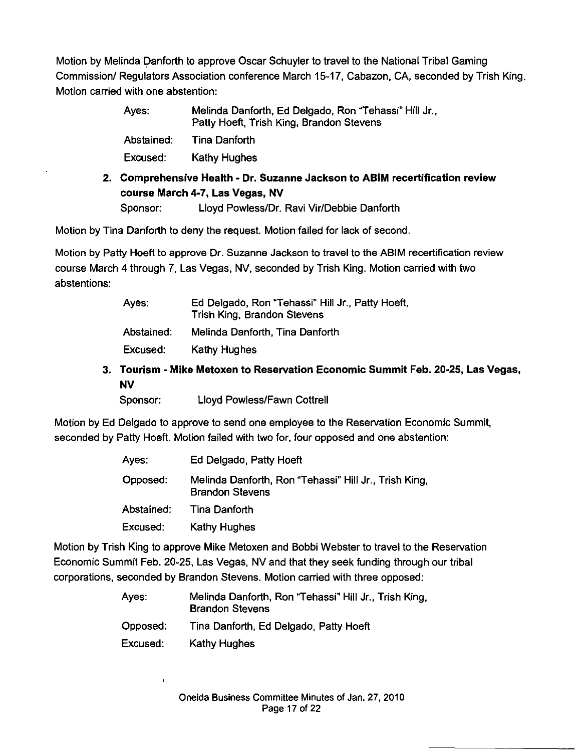Motion by Melinda Danforth to approve Oscar Schuyler to travel to the National Tribal Gaming Commission/ Regulators Association conference March 15-17, Cabazon, CA, seconded by Trish King. Motion carried with one abstention:

| | |
|---|---|
| Ayes: | Melinda Danforth, Ed Delgado, Ron "Tehassi" Hill Jr., Patty Hoeft, Trish King, Brandon Stevens |
| Abstained: | Tina Danforth |
| Excused: | Kathy Hughes |

**2. Comprehensive Health - Dr. Suzanne Jackson to ABIM recertification review course March 4-7, Las Vegas, NV**

Sponsor: Lloyd Powless/Dr. Ravi Vir/Debbie Danforth

Motion by Tina Danforth to deny the request. Motion failed for lack of second.

Motion by Patty Hoeft to approve Dr. Suzanne Jackson to travel to the ABIM recertification review course March 4 through 7, Las Vegas, NV, seconded by Trish King. Motion carried with two abstentions:

| | |
|---|---|
| Ayes: | Ed Delgado, Ron "Tehassi" Hill Jr., Patty Hoeft, Trish King, Brandon Stevens |
| Abstained: | Melinda Danforth, Tina Danforth |
| Excused: | Kathy Hughes |

**3. Tourism - Mike Metoxen to Reservation Economic Summit Feb. 20-25, Las Vegas, NV**

Sponsor: Lloyd Powless/Fawn Cottrell

Motion by Ed Delgado to approve to send one employee to the Reservation Economic Summit, seconded by Patty Hoeft. Motion failed with two for, four opposed and one abstention:

| | |
|---|---|
| Ayes: | Ed Delgado, Patty Hoeft |
| Opposed: | Melinda Danforth, Ron "Tehassi" Hill Jr., Trish King, Brandon Stevens |
| Abstained: | Tina Danforth |
| Excused: | Kathy Hughes |

Motion by Trish King to approve Mike Metoxen and Bobbi Webster to travel to the Reservation Economic Summit Feb. 20-25, Las Vegas, NV and that they seek funding through our tribal corporations, seconded by Brandon Stevens. Motion carried with three opposed:

| | |
|---|---|
| Ayes: | Melinda Danforth, Ron "Tehassi" Hill Jr., Trish King, Brandon Stevens |
| Opposed: | Tina Danforth, Ed Delgado, Patty Hoeft |
| Excused: | Kathy Hughes |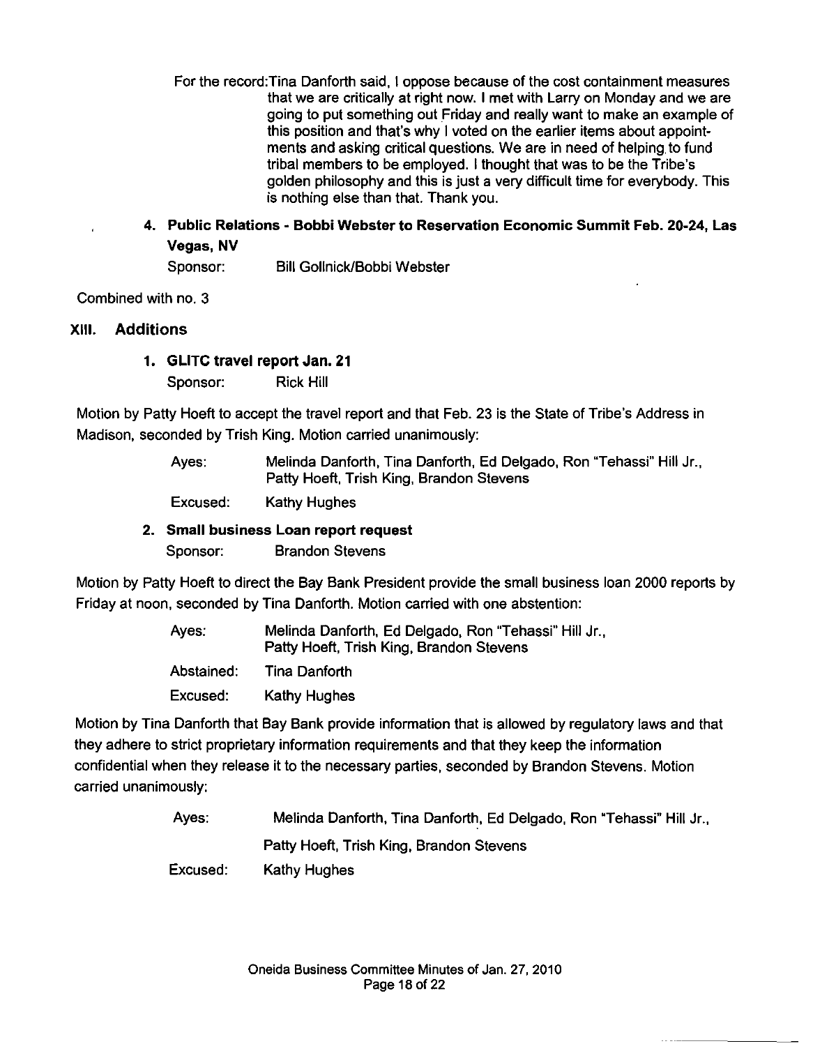For the record:Tina Danforth said, I oppose because of the cost containment measures that we are critically at right now. I met with Larry on Monday and we are going to put something out Friday and really want to make an example of this position and that's why I voted on the earlier items about appointments and asking critical questions. We are in need of helping to fund tribal members to be employed. I thought that was to be the Tribe's golden philosophy and this is just a very difficult time for everybody. This is nothing else than that. Thank you.

**4. Public Relations - Bobbi Webster to Reservation Economic Summit Feb. 20-24, Las Vegas, NV**

Sponsor: Bill Gollnick/Bobbi Webster

Combined with no. 3

## XIII. Additions

**1. GLITC travel report Jan. 21**

Sponsor: Rick Hill

Motion by Patty Hoeft to accept the travel report and that Feb. 23 is the State of Tribe's Address in Madison, seconded by Trish King. Motion carried unanimously:

Ayes: Melinda Danforth, Tina Danforth, Ed Delgado, Ron "Tehassi" Hill Jr., Patty Hoeft, Trish King, Brandon Stevens

Excused: Kathy Hughes

**2. Small business Loan report request**

Sponsor: Brandon Stevens

Motion by Patty Hoeft to direct the Bay Bank President provide the small business loan 2000 reports by Friday at noon, seconded by Tina Danforth. Motion carried with one abstention:

Ayes: Melinda Danforth, Ed Delgado, Ron "Tehassi" Hill Jr., Patty Hoeft, Trish King, Brandon Stevens

Abstained: Tina Danforth

Excused: Kathy Hughes

Motion by Tina Danforth that Bay Bank provide information that is allowed by regulatory laws and that they adhere to strict proprietary information requirements and that they keep the information confidential when they release it to the necessary parties, seconded by Brandon Stevens. Motion carried unanimously:

Ayes: Melinda Danforth, Tina Danforth, Ed Delgado, Ron "Tehassi" Hill Jr., Patty Hoeft, Trish King, Brandon Stevens

Excused: Kathy Hughes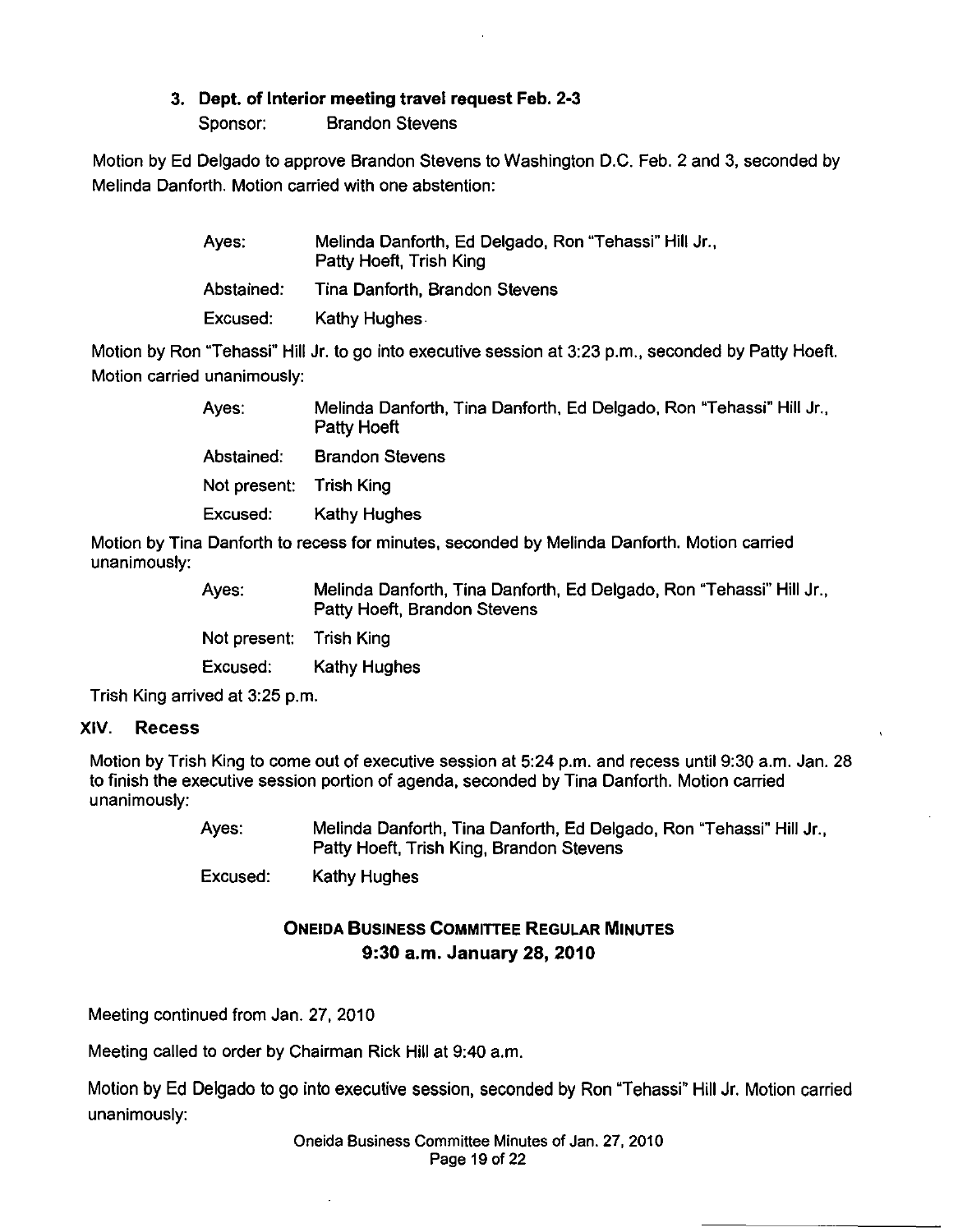### 3. Dept. of Interior meeting travel request Feb. 2-3

Sponsor: Brandon Stevens

Motion by Ed Delgado to approve Brandon Stevens to Washington D.C. Feb. 2 and 3, seconded by Melinda Danforth. Motion carried with one abstention:

| | |
|---|---|
| Ayes: | Melinda Danforth, Ed Delgado, Ron "Tehassi" Hill Jr., Patty Hoeft, Trish King |
| Abstained: | Tina Danforth, Brandon Stevens |
| Excused: | Kathy Hughes |

Motion by Ron "Tehassi" Hill Jr. to go into executive session at 3:23 p.m., seconded by Patty Hoeft. Motion carried unanimously:

| | |
|---|---|
| Ayes: | Melinda Danforth, Tina Danforth, Ed Delgado, Ron "Tehassi" Hill Jr., Patty Hoeft |
| Abstained: | Brandon Stevens |
| Not present: | Trish King |
| Excused: | Kathy Hughes |

Motion by Tina Danforth to recess for minutes, seconded by Melinda Danforth. Motion carried unanimously:

| | |
|---|---|
| Ayes: | Melinda Danforth, Tina Danforth, Ed Delgado, Ron "Tehassi" Hill Jr., Patty Hoeft, Brandon Stevens |
| Not present: | Trish King |
| Excused: | Kathy Hughes |

Trish King arrived at 3:25 p.m.

## XIV. Recess

Motion by Trish King to come out of executive session at 5:24 p.m. and recess until 9:30 a.m. Jan. 28 to finish the executive session portion of agenda, seconded by Tina Danforth. Motion carried unanimously:

| | |
|---|---|
| Ayes: | Melinda Danforth, Tina Danforth, Ed Delgado, Ron "Tehassi" Hill Jr., Patty Hoeft, Trish King, Brandon Stevens |
| Excused: | Kathy Hughes |

## ONEIDA BUSINESS COMMITTEE REGULAR MINUTES
## 9:30 a.m. January 28, 2010

Meeting continued from Jan. 27, 2010

Meeting called to order by Chairman Rick Hill at 9:40 a.m.

Motion by Ed Delgado to go into executive session, seconded by Ron "Tehassi" Hill Jr. Motion carried unanimously: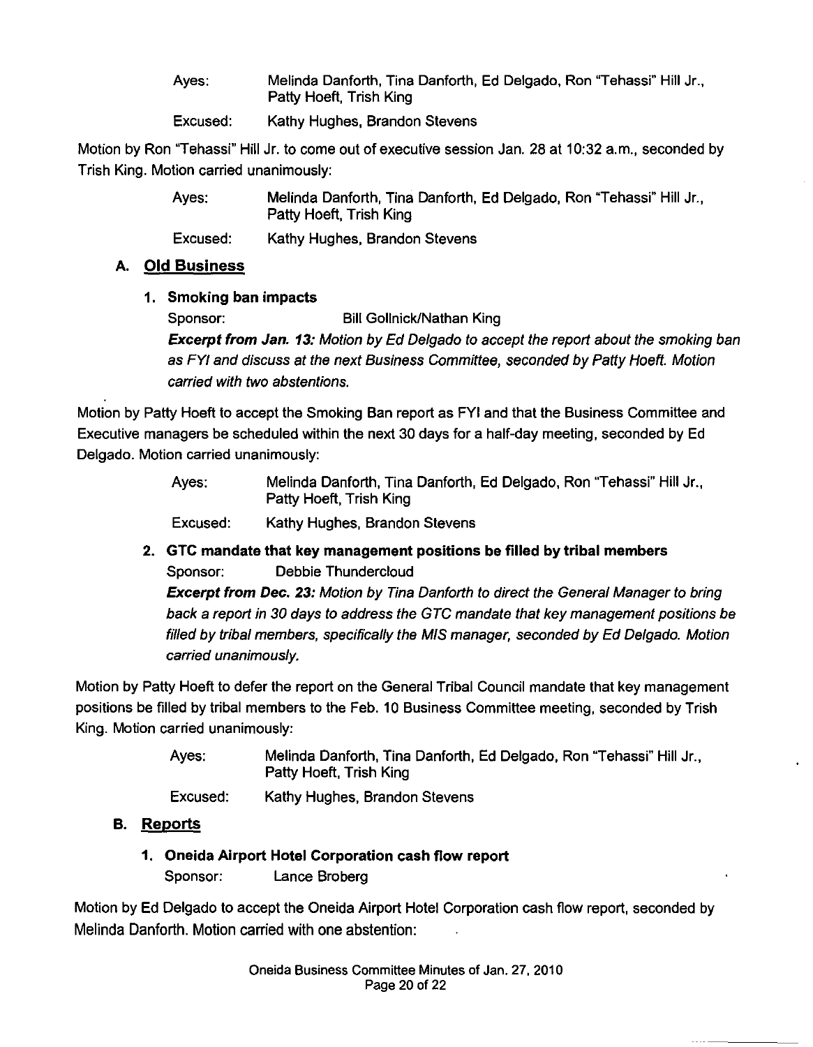Ayes: Melinda Danforth, Tina Danforth, Ed Delgado, Ron "Tehassi" Hill Jr., Patty Hoeft, Trish King

Excused: Kathy Hughes, Brandon Stevens

Motion by Ron "Tehassi" Hill Jr. to come out of executive session Jan. 28 at 10:32 a.m., seconded by Trish King. Motion carried unanimously:

Ayes: Melinda Danforth, Tina Danforth, Ed Delgado, Ron "Tehassi" Hill Jr., Patty Hoeft, Trish King

Excused: Kathy Hughes, Brandon Stevens

## A. Old Business

### 1. Smoking ban impacts

Sponsor: Bill Gollnick/Nathan King

***Excerpt from Jan. 13:*** *Motion by Ed Delgado to accept the report about the smoking ban as FYI and discuss at the next Business Committee, seconded by Patty Hoeft. Motion carried with two abstentions.*

Motion by Patty Hoeft to accept the Smoking Ban report as FYI and that the Business Committee and Executive managers be scheduled within the next 30 days for a half-day meeting, seconded by Ed Delgado. Motion carried unanimously:

Ayes: Melinda Danforth, Tina Danforth, Ed Delgado, Ron "Tehassi" Hill Jr., Patty Hoeft, Trish King

Excused: Kathy Hughes, Brandon Stevens

### 2. GTC mandate that key management positions be filled by tribal members

Sponsor: Debbie Thundercloud

***Excerpt from Dec. 23:*** *Motion by Tina Danforth to direct the General Manager to bring back a report in 30 days to address the GTC mandate that key management positions be filled by tribal members, specifically the MIS manager, seconded by Ed Delgado. Motion carried unanimously.*

Motion by Patty Hoeft to defer the report on the General Tribal Council mandate that key management positions be filled by tribal members to the Feb. 10 Business Committee meeting, seconded by Trish King. Motion carried unanimously:

Ayes: Melinda Danforth, Tina Danforth, Ed Delgado, Ron "Tehassi" Hill Jr., Patty Hoeft, Trish King

Excused: Kathy Hughes, Brandon Stevens

## B. Reports

### 1. Oneida Airport Hotel Corporation cash flow report

Sponsor: Lance Broberg

Motion by Ed Delgado to accept the Oneida Airport Hotel Corporation cash flow report, seconded by Melinda Danforth. Motion carried with one abstention: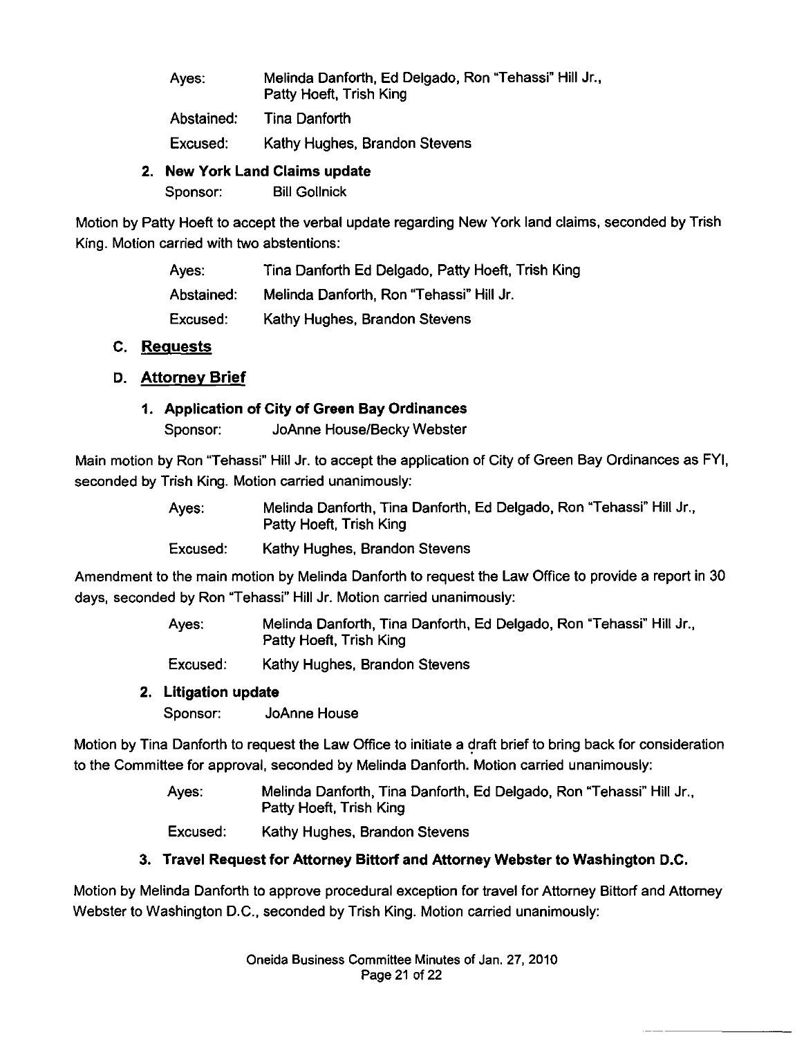Ayes: Melinda Danforth, Ed Delgado, Ron "Tehassi" Hill Jr., Patty Hoeft, Trish King

Abstained: Tina Danforth

Excused: Kathy Hughes, Brandon Stevens

**2. New York Land Claims update**

Sponsor: Bill Gollnick

Motion by Patty Hoeft to accept the verbal update regarding New York land claims, seconded by Trish King. Motion carried with two abstentions:

Ayes: Tina Danforth Ed Delgado, Patty Hoeft, Trish King

Abstained: Melinda Danforth, Ron "Tehassi" Hill Jr.

Excused: Kathy Hughes, Brandon Stevens

## C. Requests

## D. Attorney Brief

**1. Application of City of Green Bay Ordinances**

Sponsor: JoAnne House/Becky Webster

Main motion by Ron "Tehassi" Hill Jr. to accept the application of City of Green Bay Ordinances as FYI, seconded by Trish King. Motion carried unanimously:

Ayes: Melinda Danforth, Tina Danforth, Ed Delgado, Ron "Tehassi" Hill Jr., Patty Hoeft, Trish King

Excused: Kathy Hughes, Brandon Stevens

Amendment to the main motion by Melinda Danforth to request the Law Office to provide a report in 30 days, seconded by Ron "Tehassi" Hill Jr. Motion carried unanimously:

Ayes: Melinda Danforth, Tina Danforth, Ed Delgado, Ron "Tehassi" Hill Jr., Patty Hoeft, Trish King

Excused: Kathy Hughes, Brandon Stevens

**2. Litigation update**

Sponsor: JoAnne House

Motion by Tina Danforth to request the Law Office to initiate a draft brief to bring back for consideration to the Committee for approval, seconded by Melinda Danforth. Motion carried unanimously:

Ayes: Melinda Danforth, Tina Danforth, Ed Delgado, Ron "Tehassi" Hill Jr., Patty Hoeft, Trish King

Excused: Kathy Hughes, Brandon Stevens

**3. Travel Request for Attorney Bittorf and Attorney Webster to Washington D.C.**

Motion by Melinda Danforth to approve procedural exception for travel for Attorney Bittorf and Attorney Webster to Washington D.C., seconded by Trish King. Motion carried unanimously: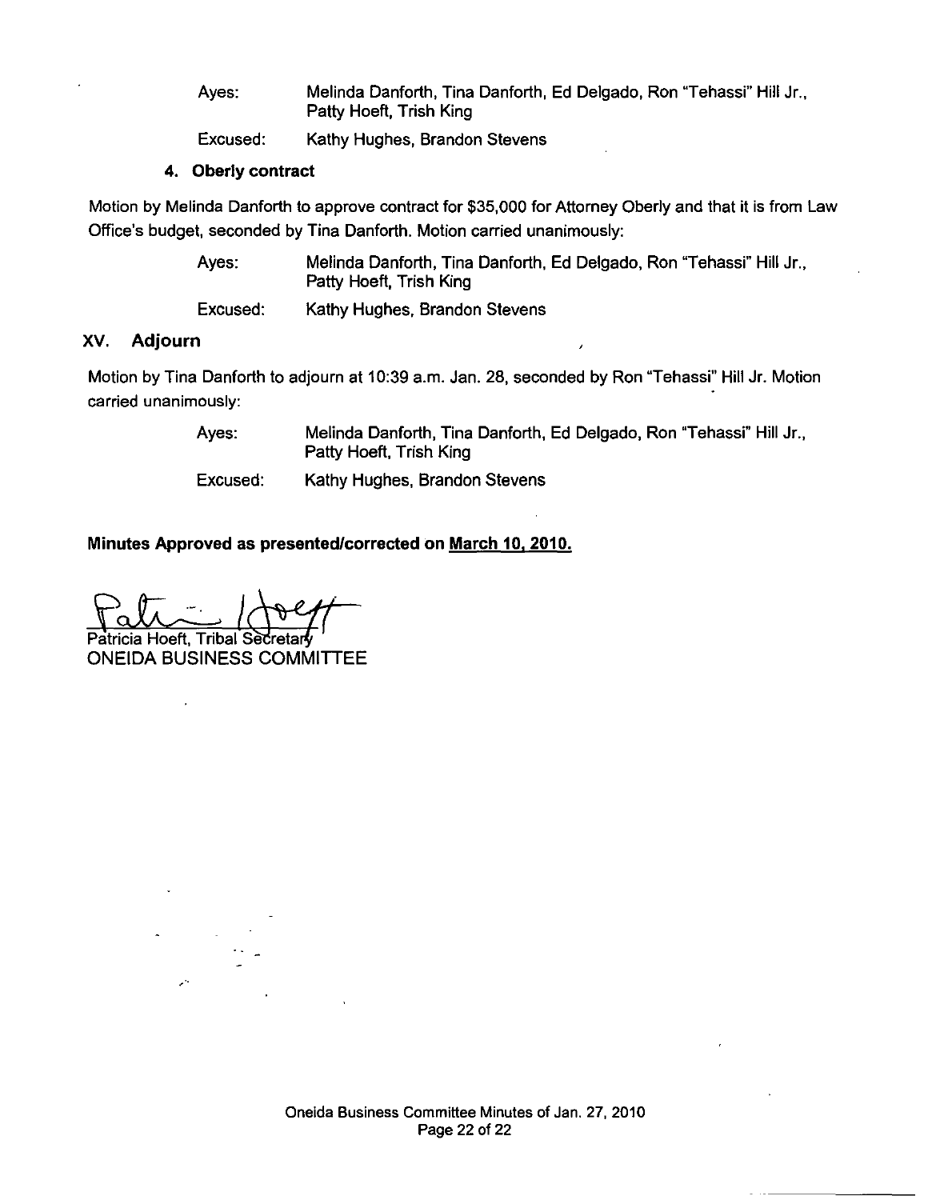Ayes: Melinda Danforth, Tina Danforth, Ed Delgado, Ron "Tehassi" Hill Jr., Patty Hoeft, Trish King

Excused: Kathy Hughes, Brandon Stevens

#### 4. Oberly contract

Motion by Melinda Danforth to approve contract for $35,000 for Attorney Oberly and that it is from Law Office's budget, seconded by Tina Danforth. Motion carried unanimously:

Ayes: Melinda Danforth, Tina Danforth, Ed Delgado, Ron "Tehassi" Hill Jr., Patty Hoeft, Trish King

Excused: Kathy Hughes, Brandon Stevens

### XV. Adjourn

Motion by Tina Danforth to adjourn at 10:39 a.m. Jan. 28, seconded by Ron "Tehassi" Hill Jr. Motion carried unanimously:

Ayes: Melinda Danforth, Tina Danforth, Ed Delgado, Ron "Tehassi" Hill Jr., Patty Hoeft, Trish King

Excused: Kathy Hughes, Brandon Stevens

**Minutes Approved as presented/corrected on March 10, 2010.**

Patricia Hoeft, Tribal Secretary
ONEIDA BUSINESS COMMITTEE